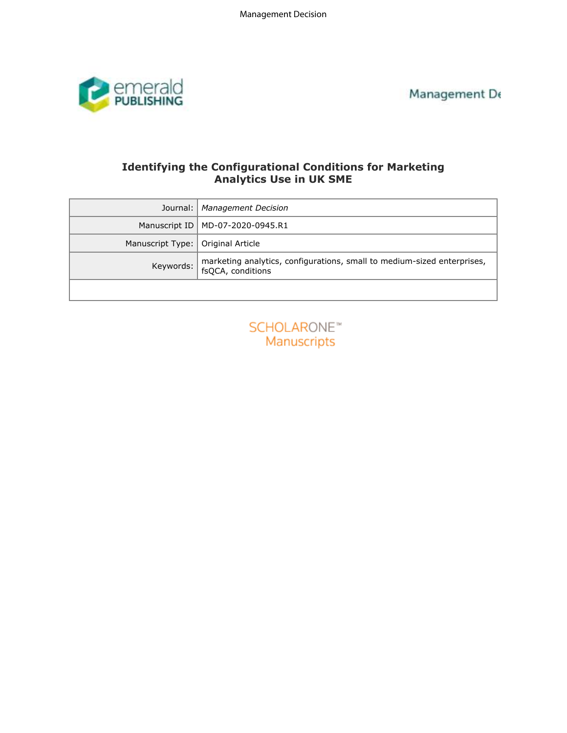# Identifying the Configurational Conditions for Marketing Analytics Use in UK SME

| | |
|---|---|
| Journal: | *Management Decision* |
| Manuscript ID | MD-07-2020-0945.R1 |
| Manuscript Type: | Original Article |
| Keywords: | marketing analytics, configurations, small to medium-sized enterprises, fsQCA, conditions |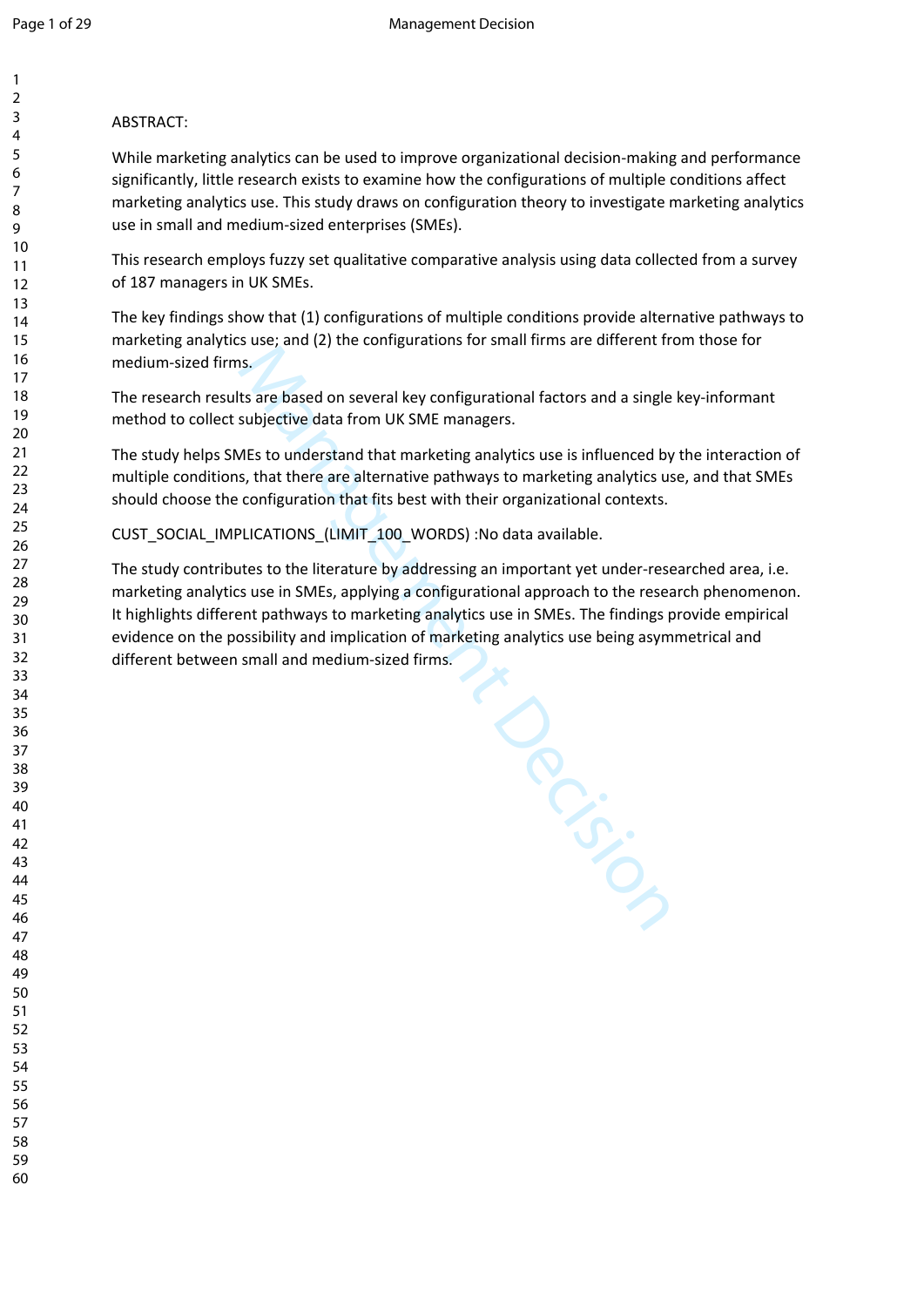ABSTRACT:

While marketing analytics can be used to improve organizational decision-making and performance significantly, little research exists to examine how the configurations of multiple conditions affect marketing analytics use. This study draws on configuration theory to investigate marketing analytics use in small and medium-sized enterprises (SMEs).

This research employs fuzzy set qualitative comparative analysis using data collected from a survey of 187 managers in UK SMEs.

The key findings show that (1) configurations of multiple conditions provide alternative pathways to marketing analytics use; and (2) the configurations for small firms are different from those for medium-sized firms.

The research results are based on several key configurational factors and a single key-informant method to collect subjective data from UK SME managers.

The study helps SMEs to understand that marketing analytics use is influenced by the interaction of multiple conditions, that there are alternative pathways to marketing analytics use, and that SMEs should choose the configuration that fits best with their organizational contexts.

CUST_SOCIAL_IMPLICATIONS_(LIMIT_100_WORDS) :No data available.

The study contributes to the literature by addressing an important yet under-researched area, i.e. marketing analytics use in SMEs, applying a configurational approach to the research phenomenon. It highlights different pathways to marketing analytics use in SMEs. The findings provide empirical evidence on the possibility and implication of marketing analytics use being asymmetrical and different between small and medium-sized firms.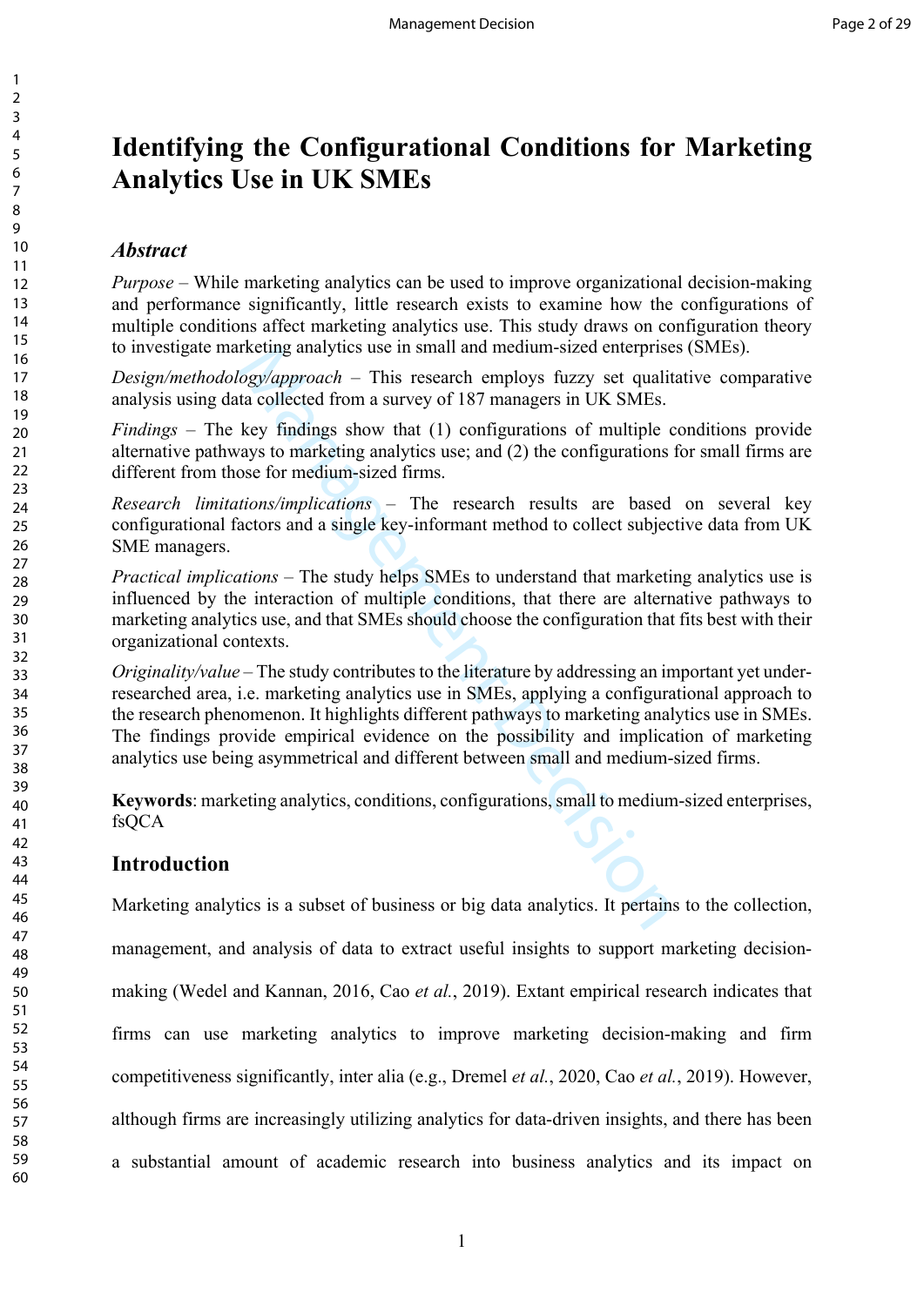# Identifying the Configurational Conditions for Marketing Analytics Use in UK SMEs

## *Abstract*

*Purpose* – While marketing analytics can be used to improve organizational decision-making and performance significantly, little research exists to examine how the configurations of multiple conditions affect marketing analytics use. This study draws on configuration theory to investigate marketing analytics use in small and medium-sized enterprises (SMEs).

*Design/methodology/approach* – This research employs fuzzy set qualitative comparative analysis using data collected from a survey of 187 managers in UK SMEs.

*Findings* – The key findings show that (1) configurations of multiple conditions provide alternative pathways to marketing analytics use; and (2) the configurations for small firms are different from those for medium-sized firms.

*Research limitations/implications* – The research results are based on several key configurational factors and a single key-informant method to collect subjective data from UK SME managers.

*Practical implications* – The study helps SMEs to understand that marketing analytics use is influenced by the interaction of multiple conditions, that there are alternative pathways to marketing analytics use, and that SMEs should choose the configuration that fits best with their organizational contexts.

*Originality/value* – The study contributes to the literature by addressing an important yet under-researched area, i.e. marketing analytics use in SMEs, applying a configurational approach to the research phenomenon. It highlights different pathways to marketing analytics use in SMEs. The findings provide empirical evidence on the possibility and implication of marketing analytics use being asymmetrical and different between small and medium-sized firms.

**Keywords**: marketing analytics, conditions, configurations, small to medium-sized enterprises, fsQCA

## Introduction

Marketing analytics is a subset of business or big data analytics. It pertains to the collection, management, and analysis of data to extract useful insights to support marketing decision-making (Wedel and Kannan, 2016, Cao *et al.*, 2019). Extant empirical research indicates that firms can use marketing analytics to improve marketing decision-making and firm competitiveness significantly, inter alia (e.g., Dremel *et al.*, 2020, Cao *et al.*, 2019). However, although firms are increasingly utilizing analytics for data-driven insights, and there has been a substantial amount of academic research into business analytics and its impact on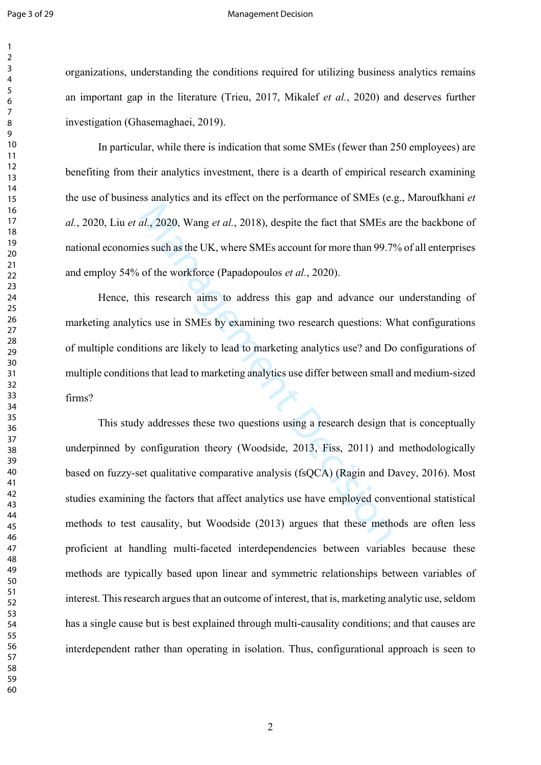organizations, understanding the conditions required for utilizing business analytics remains an important gap in the literature (Trieu, 2017, Mikalef *et al.*, 2020) and deserves further investigation (Ghasemaghaei, 2019).

In particular, while there is indication that some SMEs (fewer than 250 employees) are benefiting from their analytics investment, there is a dearth of empirical research examining the use of business analytics and its effect on the performance of SMEs (e.g., Maroufkhani *et al.*, 2020, Liu *et al.*, 2020, Wang *et al.*, 2018), despite the fact that SMEs are the backbone of national economies such as the UK, where SMEs account for more than 99.7% of all enterprises and employ 54% of the workforce (Papadopoulos *et al.*, 2020).

Hence, this research aims to address this gap and advance our understanding of marketing analytics use in SMEs by examining two research questions: What configurations of multiple conditions are likely to lead to marketing analytics use? and Do configurations of multiple conditions that lead to marketing analytics use differ between small and medium-sized firms?

This study addresses these two questions using a research design that is conceptually underpinned by configuration theory (Woodside, 2013, Fiss, 2011) and methodologically based on fuzzy-set qualitative comparative analysis (fsQCA) (Ragin and Davey, 2016). Most studies examining the factors that affect analytics use have employed conventional statistical methods to test causality, but Woodside (2013) argues that these methods are often less proficient at handling multi-faceted interdependencies between variables because these methods are typically based upon linear and symmetric relationships between variables of interest. This research argues that an outcome of interest, that is, marketing analytic use, seldom has a single cause but is best explained through multi-causality conditions; and that causes are interdependent rather than operating in isolation. Thus, configurational approach is seen to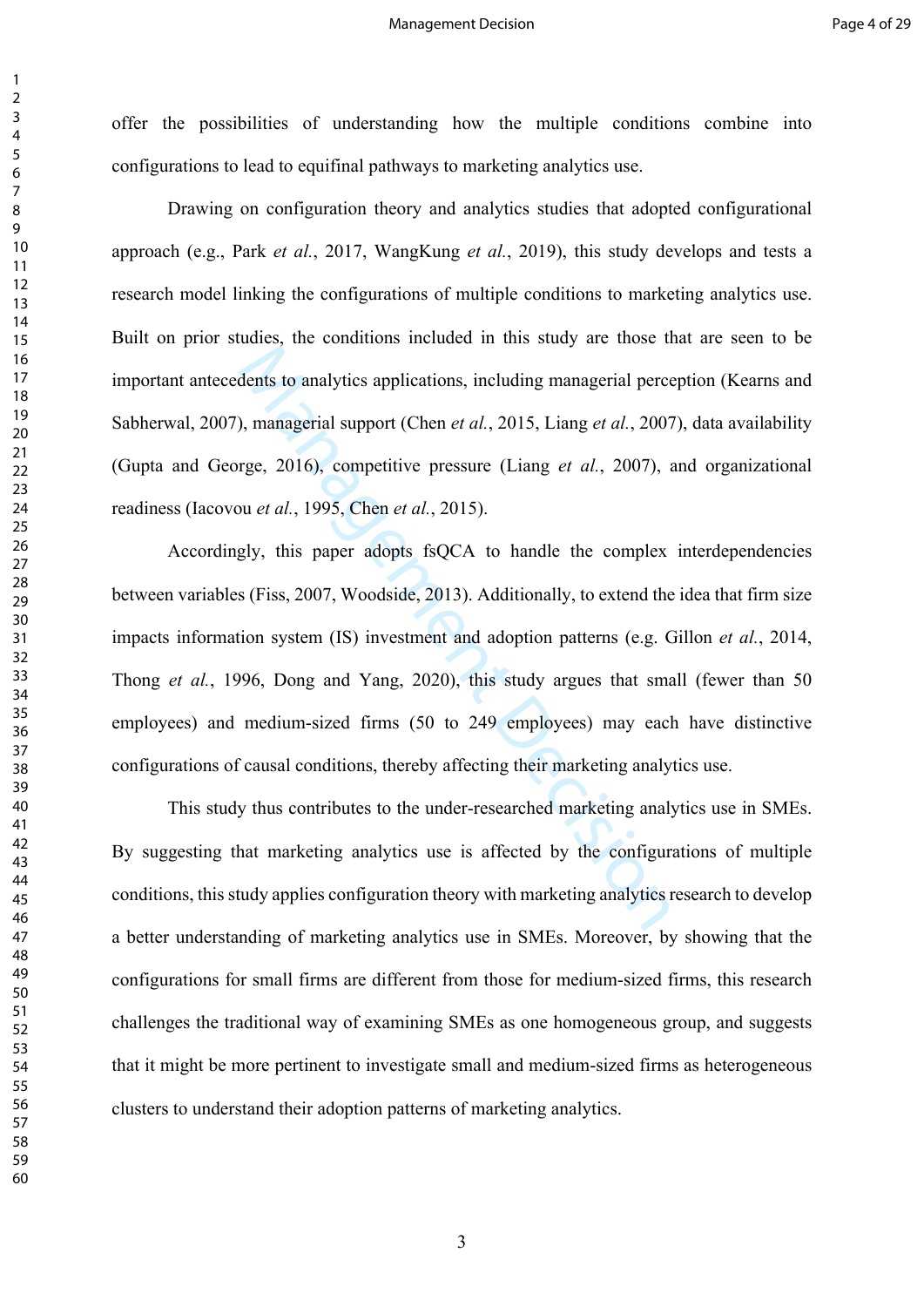offer the possibilities of understanding how the multiple conditions combine into configurations to lead to equifinal pathways to marketing analytics use.

Drawing on configuration theory and analytics studies that adopted configurational approach (e.g., Park *et al.*, 2017, WangKung *et al.*, 2019), this study develops and tests a research model linking the configurations of multiple conditions to marketing analytics use. Built on prior studies, the conditions included in this study are those that are seen to be important antecedents to analytics applications, including managerial perception (Kearns and Sabherwal, 2007), managerial support (Chen *et al.*, 2015, Liang *et al.*, 2007), data availability (Gupta and George, 2016), competitive pressure (Liang *et al.*, 2007), and organizational readiness (Iacovou *et al.*, 1995, Chen *et al.*, 2015).

Accordingly, this paper adopts fsQCA to handle the complex interdependencies between variables (Fiss, 2007, Woodside, 2013). Additionally, to extend the idea that firm size impacts information system (IS) investment and adoption patterns (e.g. Gillon *et al.*, 2014, Thong *et al.*, 1996, Dong and Yang, 2020), this study argues that small (fewer than 50 employees) and medium-sized firms (50 to 249 employees) may each have distinctive configurations of causal conditions, thereby affecting their marketing analytics use.

This study thus contributes to the under-researched marketing analytics use in SMEs. By suggesting that marketing analytics use is affected by the configurations of multiple conditions, this study applies configuration theory with marketing analytics research to develop a better understanding of marketing analytics use in SMEs. Moreover, by showing that the configurations for small firms are different from those for medium-sized firms, this research challenges the traditional way of examining SMEs as one homogeneous group, and suggests that it might be more pertinent to investigate small and medium-sized firms as heterogeneous clusters to understand their adoption patterns of marketing analytics.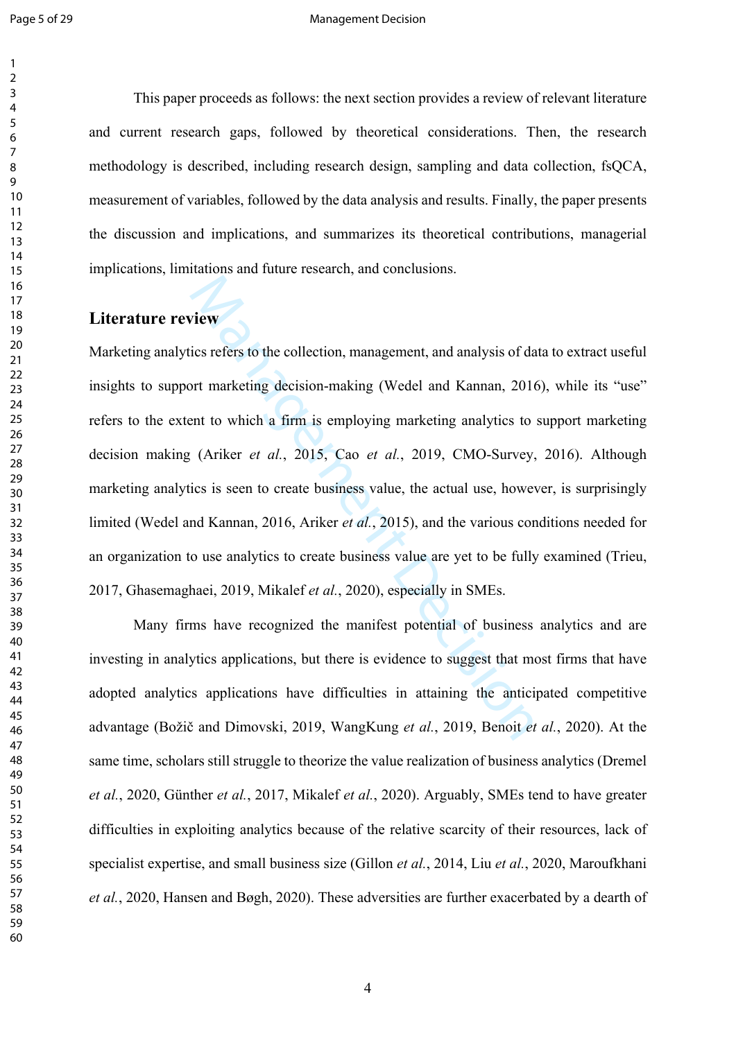This paper proceeds as follows: the next section provides a review of relevant literature and current research gaps, followed by theoretical considerations. Then, the research methodology is described, including research design, sampling and data collection, fsQCA, measurement of variables, followed by the data analysis and results. Finally, the paper presents the discussion and implications, and summarizes its theoretical contributions, managerial implications, limitations and future research, and conclusions.

## Literature review

Marketing analytics refers to the collection, management, and analysis of data to extract useful insights to support marketing decision-making (Wedel and Kannan, 2016), while its "use" refers to the extent to which a firm is employing marketing analytics to support marketing decision making (Ariker *et al.*, 2015, Cao *et al.*, 2019, CMO-Survey, 2016). Although marketing analytics is seen to create business value, the actual use, however, is surprisingly limited (Wedel and Kannan, 2016, Ariker *et al.*, 2015), and the various conditions needed for an organization to use analytics to create business value are yet to be fully examined (Trieu, 2017, Ghasemaghaei, 2019, Mikalef *et al.*, 2020), especially in SMEs.

Many firms have recognized the manifest potential of business analytics and are investing in analytics applications, but there is evidence to suggest that most firms that have adopted analytics applications have difficulties in attaining the anticipated competitive advantage (Božič and Dimovski, 2019, WangKung *et al.*, 2019, Benoit *et al.*, 2020). At the same time, scholars still struggle to theorize the value realization of business analytics (Dremel *et al.*, 2020, Günther *et al.*, 2017, Mikalef *et al.*, 2020). Arguably, SMEs tend to have greater difficulties in exploiting analytics because of the relative scarcity of their resources, lack of specialist expertise, and small business size (Gillon *et al.*, 2014, Liu *et al.*, 2020, Maroufkhani *et al.*, 2020, Hansen and Bøgh, 2020). These adversities are further exacerbated by a dearth of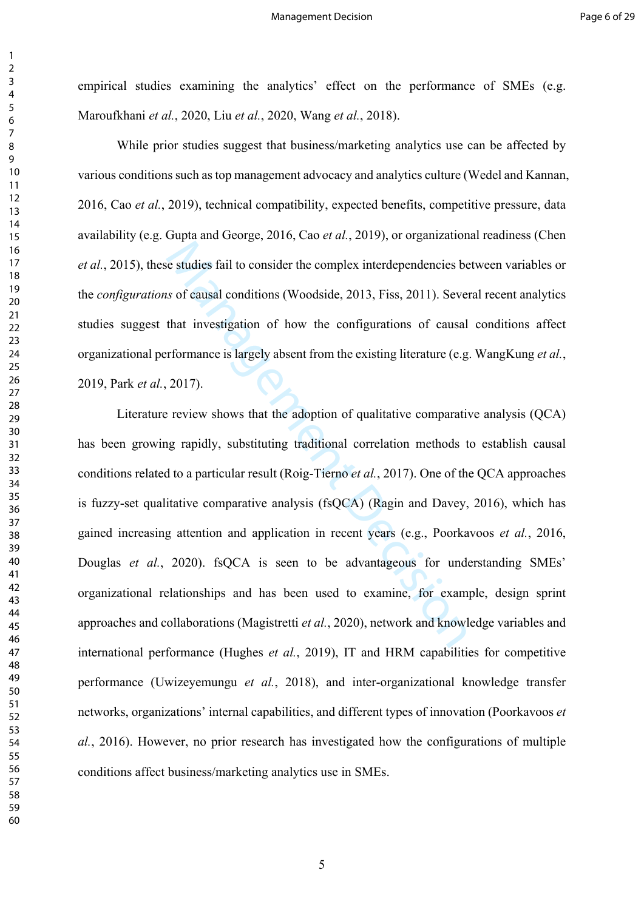empirical studies examining the analytics' effect on the performance of SMEs (e.g. Maroufkhani *et al.*, 2020, Liu *et al.*, 2020, Wang *et al.*, 2018).

While prior studies suggest that business/marketing analytics use can be affected by various conditions such as top management advocacy and analytics culture (Wedel and Kannan, 2016, Cao *et al.*, 2019), technical compatibility, expected benefits, competitive pressure, data availability (e.g. Gupta and George, 2016, Cao *et al.*, 2019), or organizational readiness (Chen *et al.*, 2015), these studies fail to consider the complex interdependencies between variables or the *configurations* of causal conditions (Woodside, 2013, Fiss, 2011). Several recent analytics studies suggest that investigation of how the configurations of causal conditions affect organizational performance is largely absent from the existing literature (e.g. WangKung *et al.*, 2019, Park *et al.*, 2017).

Literature review shows that the adoption of qualitative comparative analysis (QCA) has been growing rapidly, substituting traditional correlation methods to establish causal conditions related to a particular result (Roig-Tierno *et al.*, 2017). One of the QCA approaches is fuzzy-set qualitative comparative analysis (fsQCA) (Ragin and Davey, 2016), which has gained increasing attention and application in recent years (e.g., Poorkavoos *et al.*, 2016, Douglas *et al.*, 2020). fsQCA is seen to be advantageous for understanding SMEs' organizational relationships and has been used to examine, for example, design sprint approaches and collaborations (Magistretti *et al.*, 2020), network and knowledge variables and international performance (Hughes *et al.*, 2019), IT and HRM capabilities for competitive performance (Uwizeyemungu *et al.*, 2018), and inter-organizational knowledge transfer networks, organizations' internal capabilities, and different types of innovation (Poorkavoos *et al.*, 2016). However, no prior research has investigated how the configurations of multiple conditions affect business/marketing analytics use in SMEs.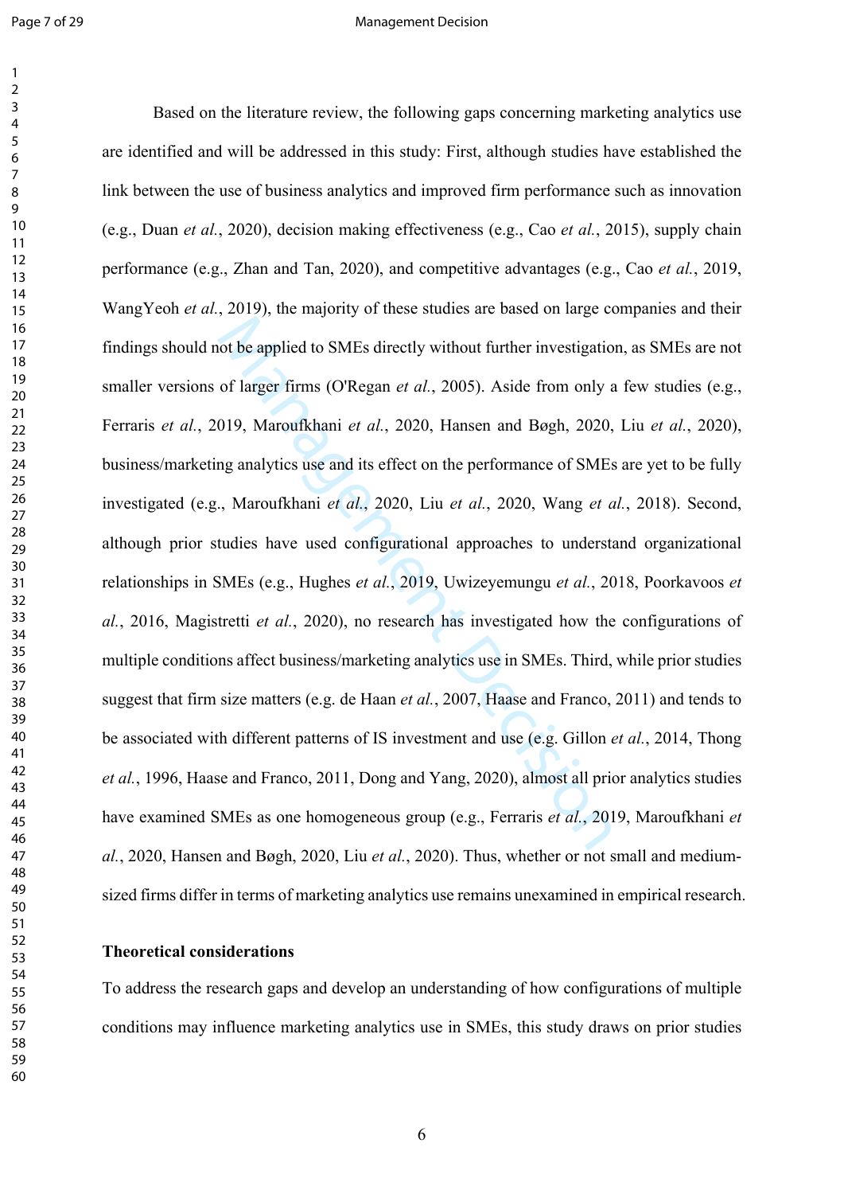Based on the literature review, the following gaps concerning marketing analytics use are identified and will be addressed in this study: First, although studies have established the link between the use of business analytics and improved firm performance such as innovation (e.g., Duan *et al.*, 2020), decision making effectiveness (e.g., Cao *et al.*, 2015), supply chain performance (e.g., Zhan and Tan, 2020), and competitive advantages (e.g., Cao *et al.*, 2019, WangYeoh *et al.*, 2019), the majority of these studies are based on large companies and their findings should not be applied to SMEs directly without further investigation, as SMEs are not smaller versions of larger firms (O'Regan *et al.*, 2005). Aside from only a few studies (e.g., Ferraris *et al.*, 2019, Maroufkhani *et al.*, 2020, Hansen and Bøgh, 2020, Liu *et al.*, 2020), business/marketing analytics use and its effect on the performance of SMEs are yet to be fully investigated (e.g., Maroufkhani *et al.*, 2020, Liu *et al.*, 2020, Wang *et al.*, 2018). Second, although prior studies have used configurational approaches to understand organizational relationships in SMEs (e.g., Hughes *et al.*, 2019, Uwizeyemungu *et al.*, 2018, Poorkavoos *et al.*, 2016, Magistretti *et al.*, 2020), no research has investigated how the configurations of multiple conditions affect business/marketing analytics use in SMEs. Third, while prior studies suggest that firm size matters (e.g. de Haan *et al.*, 2007, Haase and Franco, 2011) and tends to be associated with different patterns of IS investment and use (e.g. Gillon *et al.*, 2014, Thong *et al.*, 1996, Haase and Franco, 2011, Dong and Yang, 2020), almost all prior analytics studies have examined SMEs as one homogeneous group (e.g., Ferraris *et al.*, 2019, Maroufkhani *et al.*, 2020, Hansen and Bøgh, 2020, Liu *et al.*, 2020). Thus, whether or not small and medium-sized firms differ in terms of marketing analytics use remains unexamined in empirical research.

**Theoretical considerations**

To address the research gaps and develop an understanding of how configurations of multiple conditions may influence marketing analytics use in SMEs, this study draws on prior studies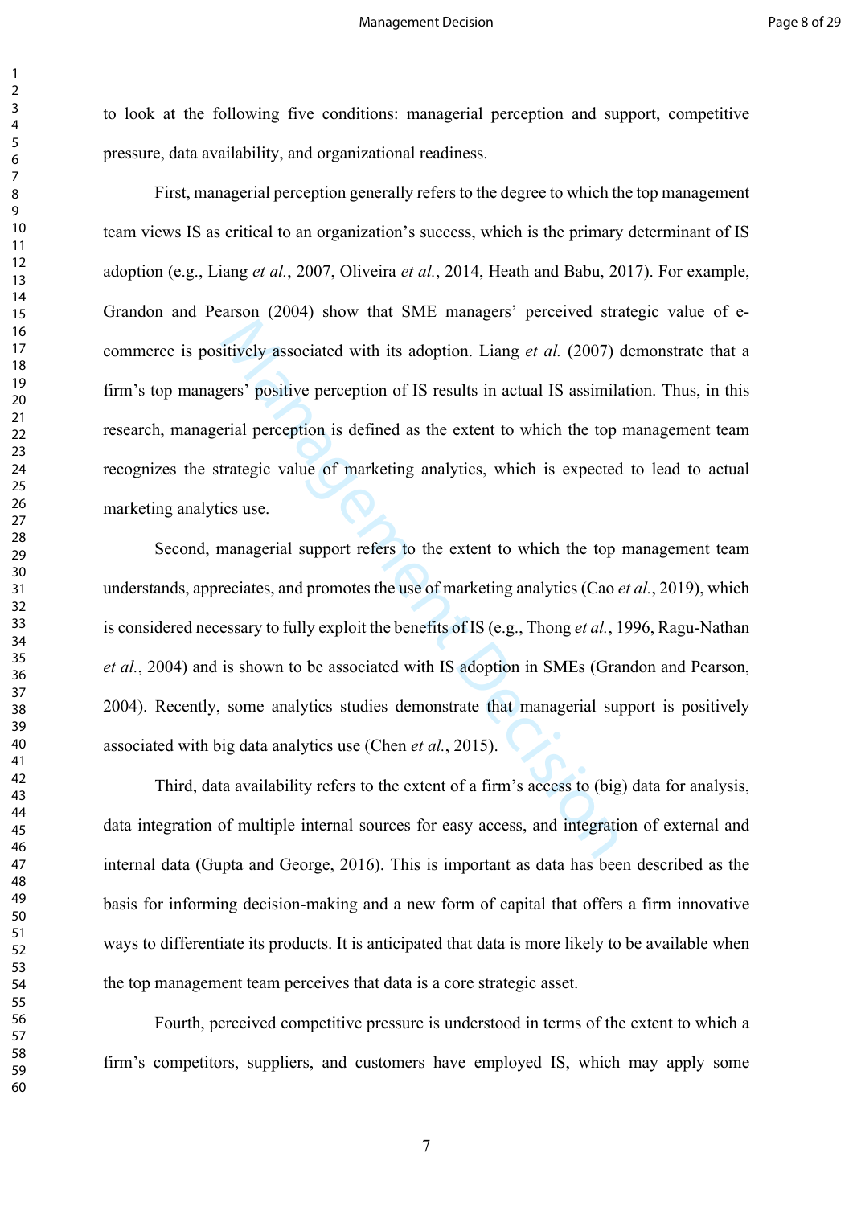to look at the following five conditions: managerial perception and support, competitive pressure, data availability, and organizational readiness.

First, managerial perception generally refers to the degree to which the top management team views IS as critical to an organization's success, which is the primary determinant of IS adoption (e.g., Liang *et al.*, 2007, Oliveira *et al.*, 2014, Heath and Babu, 2017). For example, Grandon and Pearson (2004) show that SME managers' perceived strategic value of e-commerce is positively associated with its adoption. Liang *et al.* (2007) demonstrate that a firm's top managers' positive perception of IS results in actual IS assimilation. Thus, in this research, managerial perception is defined as the extent to which the top management team recognizes the strategic value of marketing analytics, which is expected to lead to actual marketing analytics use.

Second, managerial support refers to the extent to which the top management team understands, appreciates, and promotes the use of marketing analytics (Cao *et al.*, 2019), which is considered necessary to fully exploit the benefits of IS (e.g., Thong *et al.*, 1996, Ragu-Nathan *et al.*, 2004) and is shown to be associated with IS adoption in SMEs (Grandon and Pearson, 2004). Recently, some analytics studies demonstrate that managerial support is positively associated with big data analytics use (Chen *et al.*, 2015).

Third, data availability refers to the extent of a firm's access to (big) data for analysis, data integration of multiple internal sources for easy access, and integration of external and internal data (Gupta and George, 2016). This is important as data has been described as the basis for informing decision-making and a new form of capital that offers a firm innovative ways to differentiate its products. It is anticipated that data is more likely to be available when the top management team perceives that data is a core strategic asset.

Fourth, perceived competitive pressure is understood in terms of the extent to which a firm's competitors, suppliers, and customers have employed IS, which may apply some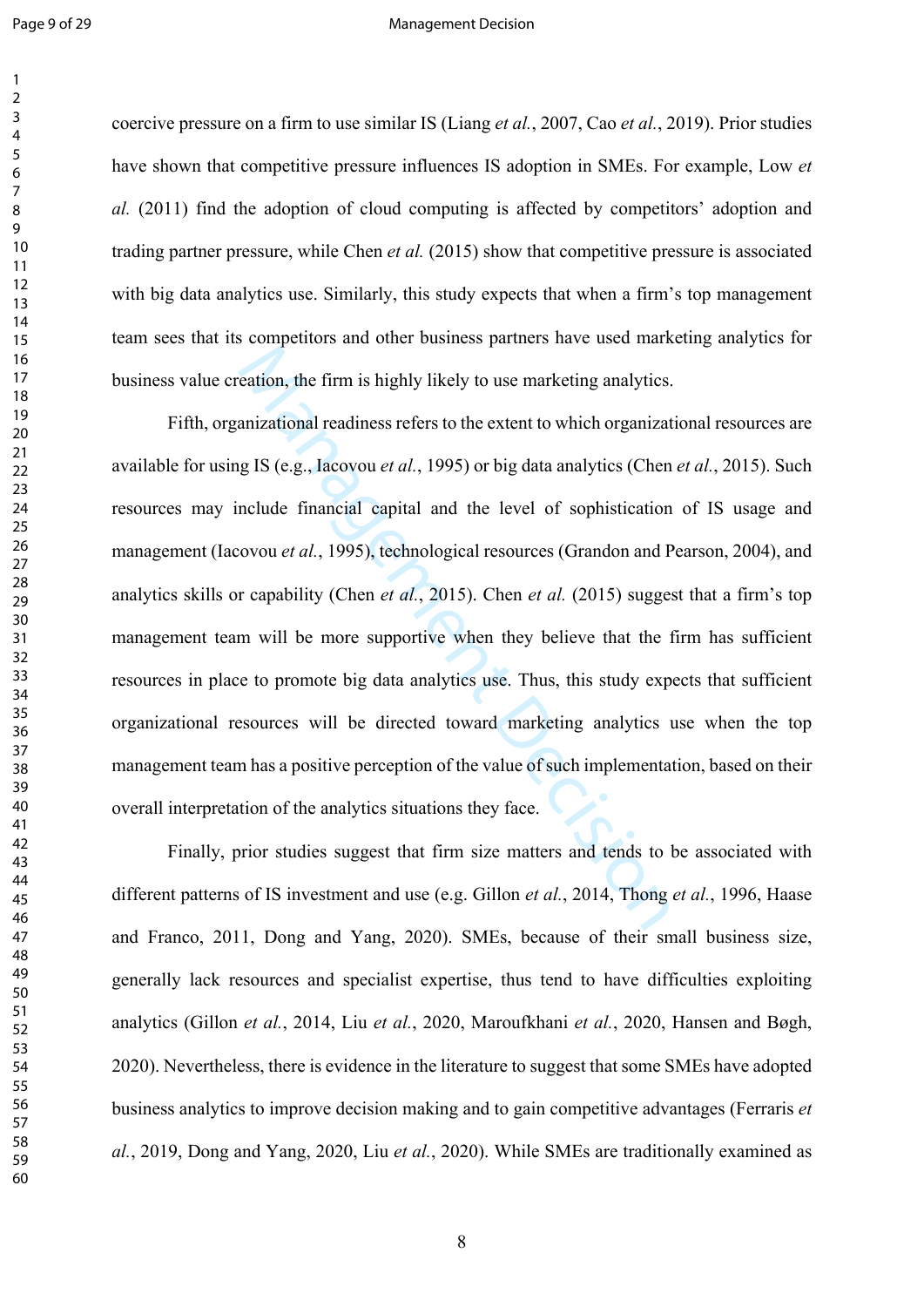coercive pressure on a firm to use similar IS (Liang *et al.*, 2007, Cao *et al.*, 2019). Prior studies have shown that competitive pressure influences IS adoption in SMEs. For example, Low *et al.* (2011) find the adoption of cloud computing is affected by competitors' adoption and trading partner pressure, while Chen *et al.* (2015) show that competitive pressure is associated with big data analytics use. Similarly, this study expects that when a firm's top management team sees that its competitors and other business partners have used marketing analytics for business value creation, the firm is highly likely to use marketing analytics.

Fifth, organizational readiness refers to the extent to which organizational resources are available for using IS (e.g., Iacovou *et al.*, 1995) or big data analytics (Chen *et al.*, 2015). Such resources may include financial capital and the level of sophistication of IS usage and management (Iacovou *et al.*, 1995), technological resources (Grandon and Pearson, 2004), and analytics skills or capability (Chen *et al.*, 2015). Chen *et al.* (2015) suggest that a firm's top management team will be more supportive when they believe that the firm has sufficient resources in place to promote big data analytics use. Thus, this study expects that sufficient organizational resources will be directed toward marketing analytics use when the top management team has a positive perception of the value of such implementation, based on their overall interpretation of the analytics situations they face.

Finally, prior studies suggest that firm size matters and tends to be associated with different patterns of IS investment and use (e.g. Gillon *et al.*, 2014, Thong *et al.*, 1996, Haase and Franco, 2011, Dong and Yang, 2020). SMEs, because of their small business size, generally lack resources and specialist expertise, thus tend to have difficulties exploiting analytics (Gillon *et al.*, 2014, Liu *et al.*, 2020, Maroufkhani *et al.*, 2020, Hansen and Bøgh, 2020). Nevertheless, there is evidence in the literature to suggest that some SMEs have adopted business analytics to improve decision making and to gain competitive advantages (Ferraris *et al.*, 2019, Dong and Yang, 2020, Liu *et al.*, 2020). While SMEs are traditionally examined as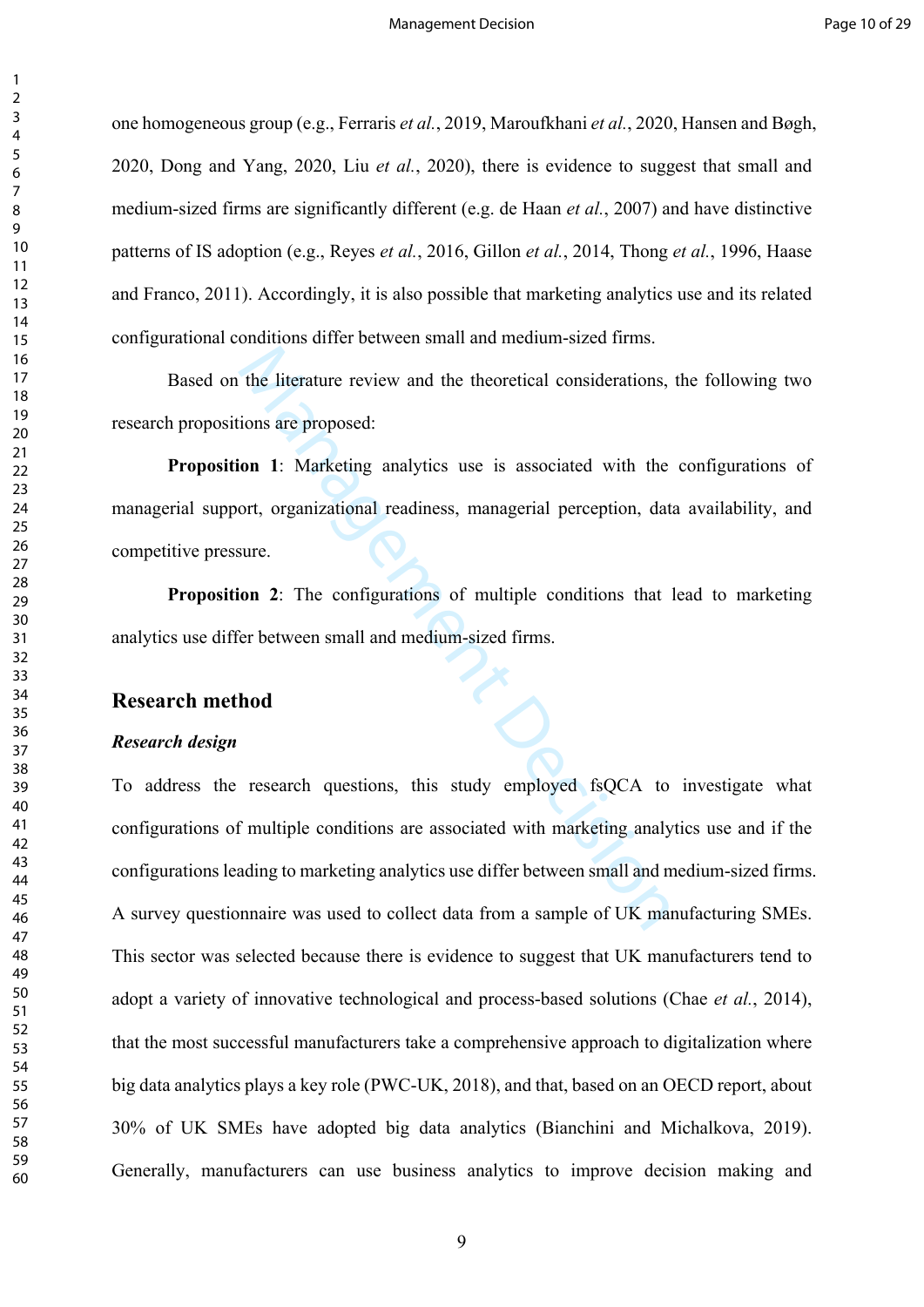one homogeneous group (e.g., Ferraris *et al.*, 2019, Maroufkhani *et al.*, 2020, Hansen and Bøgh, 2020, Dong and Yang, 2020, Liu *et al.*, 2020), there is evidence to suggest that small and medium-sized firms are significantly different (e.g. de Haan *et al.*, 2007) and have distinctive patterns of IS adoption (e.g., Reyes *et al.*, 2016, Gillon *et al.*, 2014, Thong *et al.*, 1996, Haase and Franco, 2011). Accordingly, it is also possible that marketing analytics use and its related configurational conditions differ between small and medium-sized firms.

Based on the literature review and the theoretical considerations, the following two research propositions are proposed:

**Proposition 1**: Marketing analytics use is associated with the configurations of managerial support, organizational readiness, managerial perception, data availability, and competitive pressure.

**Proposition 2**: The configurations of multiple conditions that lead to marketing analytics use differ between small and medium-sized firms.

## Research method

### *Research design*

To address the research questions, this study employed fsQCA to investigate what configurations of multiple conditions are associated with marketing analytics use and if the configurations leading to marketing analytics use differ between small and medium-sized firms. A survey questionnaire was used to collect data from a sample of UK manufacturing SMEs. This sector was selected because there is evidence to suggest that UK manufacturers tend to adopt a variety of innovative technological and process-based solutions (Chae *et al.*, 2014), that the most successful manufacturers take a comprehensive approach to digitalization where big data analytics plays a key role (PWC-UK, 2018), and that, based on an OECD report, about 30% of UK SMEs have adopted big data analytics (Bianchini and Michalkova, 2019). Generally, manufacturers can use business analytics to improve decision making and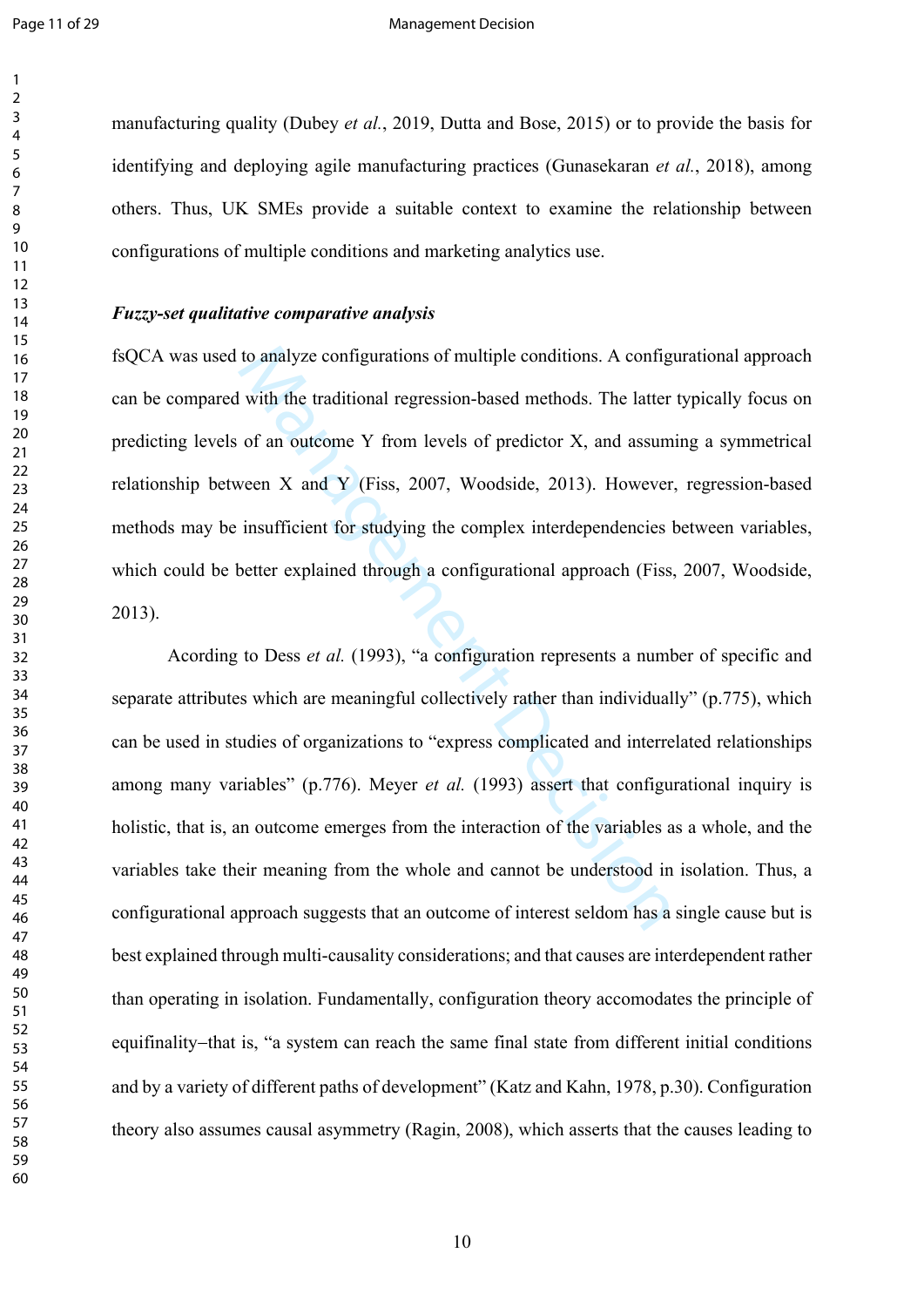manufacturing quality (Dubey *et al.*, 2019, Dutta and Bose, 2015) or to provide the basis for identifying and deploying agile manufacturing practices (Gunasekaran *et al.*, 2018), among others. Thus, UK SMEs provide a suitable context to examine the relationship between configurations of multiple conditions and marketing analytics use.

***Fuzzy-set qualitative comparative analysis***

fsQCA was used to analyze configurations of multiple conditions. A configurational approach can be compared with the traditional regression-based methods. The latter typically focus on predicting levels of an outcome Y from levels of predictor X, and assuming a symmetrical relationship between X and Y (Fiss, 2007, Woodside, 2013). However, regression-based methods may be insufficient for studying the complex interdependencies between variables, which could be better explained through a configurational approach (Fiss, 2007, Woodside, 2013).

Acording to Dess *et al.* (1993), "a configuration represents a number of specific and separate attributes which are meaningful collectively rather than individually" (p.775), which can be used in studies of organizations to "express complicated and interrelated relationships among many variables" (p.776). Meyer *et al.* (1993) assert that configurational inquiry is holistic, that is, an outcome emerges from the interaction of the variables as a whole, and the variables take their meaning from the whole and cannot be understood in isolation. Thus, a configurational approach suggests that an outcome of interest seldom has a single cause but is best explained through multi-causality considerations; and that causes are interdependent rather than operating in isolation. Fundamentally, configuration theory accomodates the principle of equifinality–that is, "a system can reach the same final state from different initial conditions and by a variety of different paths of development" (Katz and Kahn, 1978, p.30). Configuration theory also assumes causal asymmetry (Ragin, 2008), which asserts that the causes leading to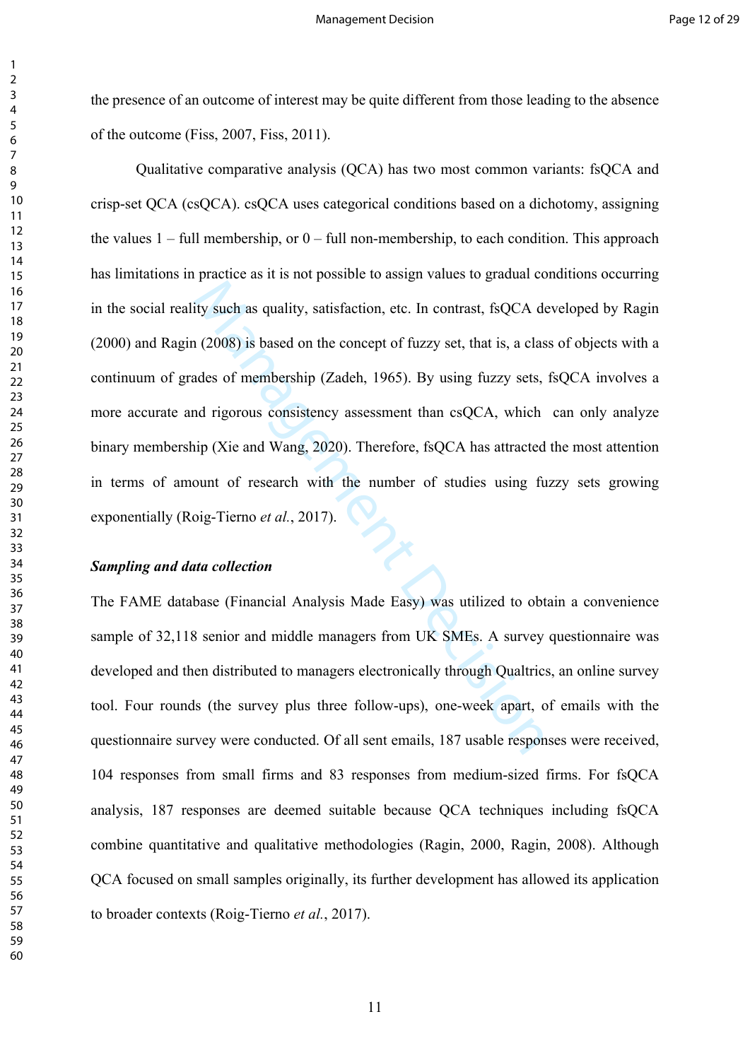the presence of an outcome of interest may be quite different from those leading to the absence of the outcome (Fiss, 2007, Fiss, 2011).

Qualitative comparative analysis (QCA) has two most common variants: fsQCA and crisp-set QCA (csQCA). csQCA uses categorical conditions based on a dichotomy, assigning the values 1 – full membership, or 0 – full non-membership, to each condition. This approach has limitations in practice as it is not possible to assign values to gradual conditions occurring in the social reality such as quality, satisfaction, etc. In contrast, fsQCA developed by Ragin (2000) and Ragin (2008) is based on the concept of fuzzy set, that is, a class of objects with a continuum of grades of membership (Zadeh, 1965). By using fuzzy sets, fsQCA involves a more accurate and rigorous consistency assessment than csQCA, which can only analyze binary membership (Xie and Wang, 2020). Therefore, fsQCA has attracted the most attention in terms of amount of research with the number of studies using fuzzy sets growing exponentially (Roig-Tierno *et al.*, 2017).

***Sampling and data collection***

The FAME database (Financial Analysis Made Easy) was utilized to obtain a convenience sample of 32,118 senior and middle managers from UK SMEs. A survey questionnaire was developed and then distributed to managers electronically through Qualtrics, an online survey tool. Four rounds (the survey plus three follow-ups), one-week apart, of emails with the questionnaire survey were conducted. Of all sent emails, 187 usable responses were received, 104 responses from small firms and 83 responses from medium-sized firms. For fsQCA analysis, 187 responses are deemed suitable because QCA techniques including fsQCA combine quantitative and qualitative methodologies (Ragin, 2000, Ragin, 2008). Although QCA focused on small samples originally, its further development has allowed its application to broader contexts (Roig-Tierno *et al.*, 2017).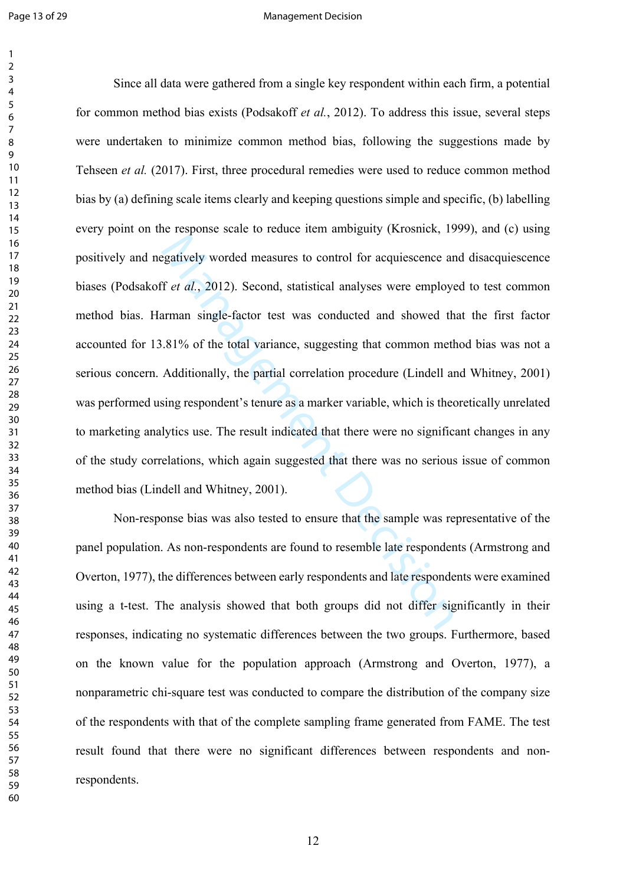Since all data were gathered from a single key respondent within each firm, a potential for common method bias exists (Podsakoff *et al.*, 2012). To address this issue, several steps were undertaken to minimize common method bias, following the suggestions made by Tehseen *et al.* (2017). First, three procedural remedies were used to reduce common method bias by (a) defining scale items clearly and keeping questions simple and specific, (b) labelling every point on the response scale to reduce item ambiguity (Krosnick, 1999), and (c) using positively and negatively worded measures to control for acquiescence and disacquiescence biases (Podsakoff *et al.*, 2012). Second, statistical analyses were employed to test common method bias. Harman single-factor test was conducted and showed that the first factor accounted for 13.81% of the total variance, suggesting that common method bias was not a serious concern. Additionally, the partial correlation procedure (Lindell and Whitney, 2001) was performed using respondent's tenure as a marker variable, which is theoretically unrelated to marketing analytics use. The result indicated that there were no significant changes in any of the study correlations, which again suggested that there was no serious issue of common method bias (Lindell and Whitney, 2001).

Non-response bias was also tested to ensure that the sample was representative of the panel population. As non-respondents are found to resemble late respondents (Armstrong and Overton, 1977), the differences between early respondents and late respondents were examined using a t-test. The analysis showed that both groups did not differ significantly in their responses, indicating no systematic differences between the two groups. Furthermore, based on the known value for the population approach (Armstrong and Overton, 1977), a nonparametric chi-square test was conducted to compare the distribution of the company size of the respondents with that of the complete sampling frame generated from FAME. The test result found that there were no significant differences between respondents and non-respondents.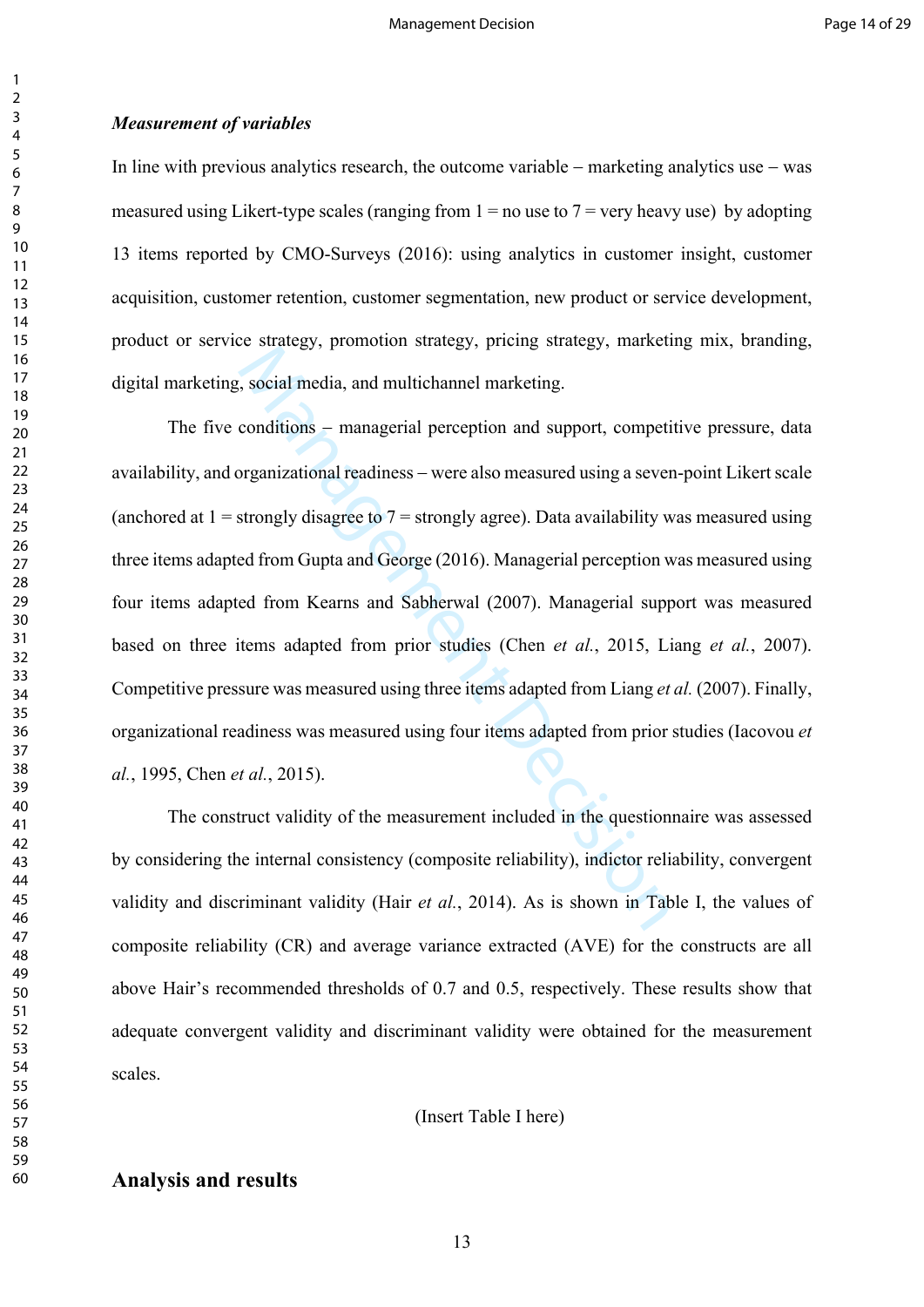***Measurement of variables***

In line with previous analytics research, the outcome variable – marketing analytics use – was measured using Likert-type scales (ranging from 1 = no use to 7 = very heavy use) by adopting 13 items reported by CMO-Surveys (2016): using analytics in customer insight, customer acquisition, customer retention, customer segmentation, new product or service development, product or service strategy, promotion strategy, pricing strategy, marketing mix, branding, digital marketing, social media, and multichannel marketing.

The five conditions – managerial perception and support, competitive pressure, data availability, and organizational readiness – were also measured using a seven-point Likert scale (anchored at 1 = strongly disagree to 7 = strongly agree). Data availability was measured using three items adapted from Gupta and George (2016). Managerial perception was measured using four items adapted from Kearns and Sabherwal (2007). Managerial support was measured based on three items adapted from prior studies (Chen *et al.*, 2015, Liang *et al.*, 2007). Competitive pressure was measured using three items adapted from Liang *et al.* (2007). Finally, organizational readiness was measured using four items adapted from prior studies (Iacovou *et al.*, 1995, Chen *et al.*, 2015).

The construct validity of the measurement included in the questionnaire was assessed by considering the internal consistency (composite reliability), indictor reliability, convergent validity and discriminant validity (Hair *et al.*, 2014). As is shown in Table I, the values of composite reliability (CR) and average variance extracted (AVE) for the constructs are all above Hair's recommended thresholds of 0.7 and 0.5, respectively. These results show that adequate convergent validity and discriminant validity were obtained for the measurement scales.

(Insert Table I here)

## Analysis and results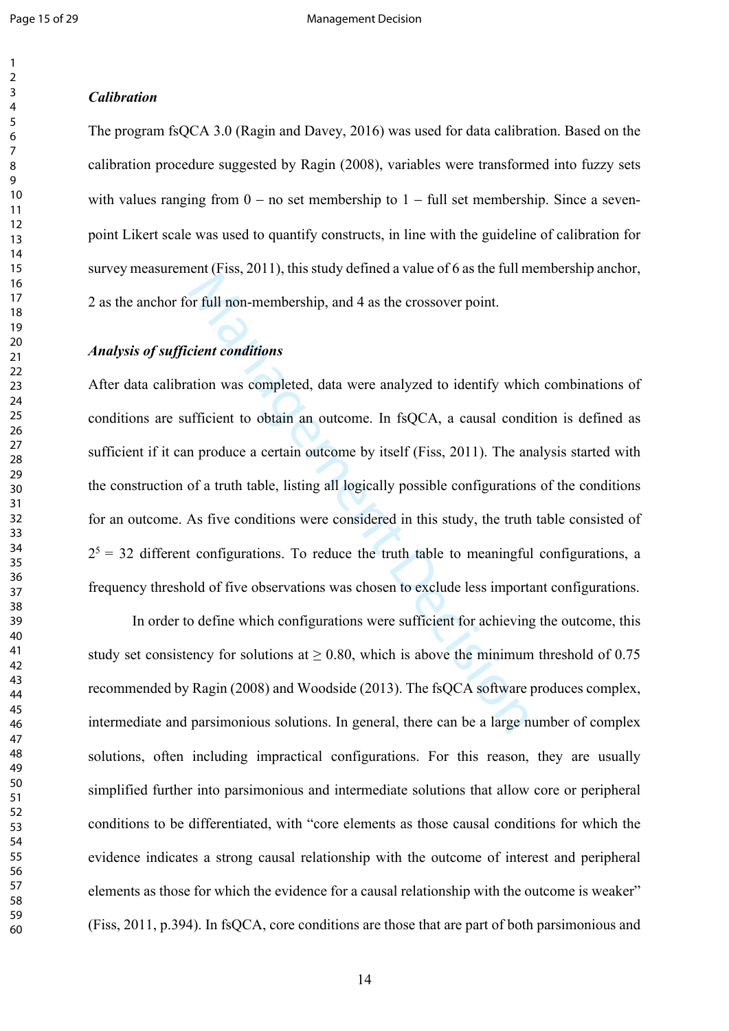***Calibration***

The program fsQCA 3.0 (Ragin and Davey, 2016) was used for data calibration. Based on the calibration procedure suggested by Ragin (2008), variables were transformed into fuzzy sets with values ranging from 0 – no set membership to 1 – full set membership. Since a seven-point Likert scale was used to quantify constructs, in line with the guideline of calibration for survey measurement (Fiss, 2011), this study defined a value of 6 as the full membership anchor, 2 as the anchor for full non-membership, and 4 as the crossover point.

***Analysis of sufficient conditions***

After data calibration was completed, data were analyzed to identify which combinations of conditions are sufficient to obtain an outcome. In fsQCA, a causal condition is defined as sufficient if it can produce a certain outcome by itself (Fiss, 2011). The analysis started with the construction of a truth table, listing all logically possible configurations of the conditions for an outcome. As five conditions were considered in this study, the truth table consisted of $2^5 = 32$ different configurations. To reduce the truth table to meaningful configurations, a frequency threshold of five observations was chosen to exclude less important configurations.

In order to define which configurations were sufficient for achieving the outcome, this study set consistency for solutions at $\geq 0.80$, which is above the minimum threshold of 0.75 recommended by Ragin (2008) and Woodside (2013). The fsQCA software produces complex, intermediate and parsimonious solutions. In general, there can be a large number of complex solutions, often including impractical configurations. For this reason, they are usually simplified further into parsimonious and intermediate solutions that allow core or peripheral conditions to be differentiated, with "core elements as those causal conditions for which the evidence indicates a strong causal relationship with the outcome of interest and peripheral elements as those for which the evidence for a causal relationship with the outcome is weaker" (Fiss, 2011, p.394). In fsQCA, core conditions are those that are part of both parsimonious and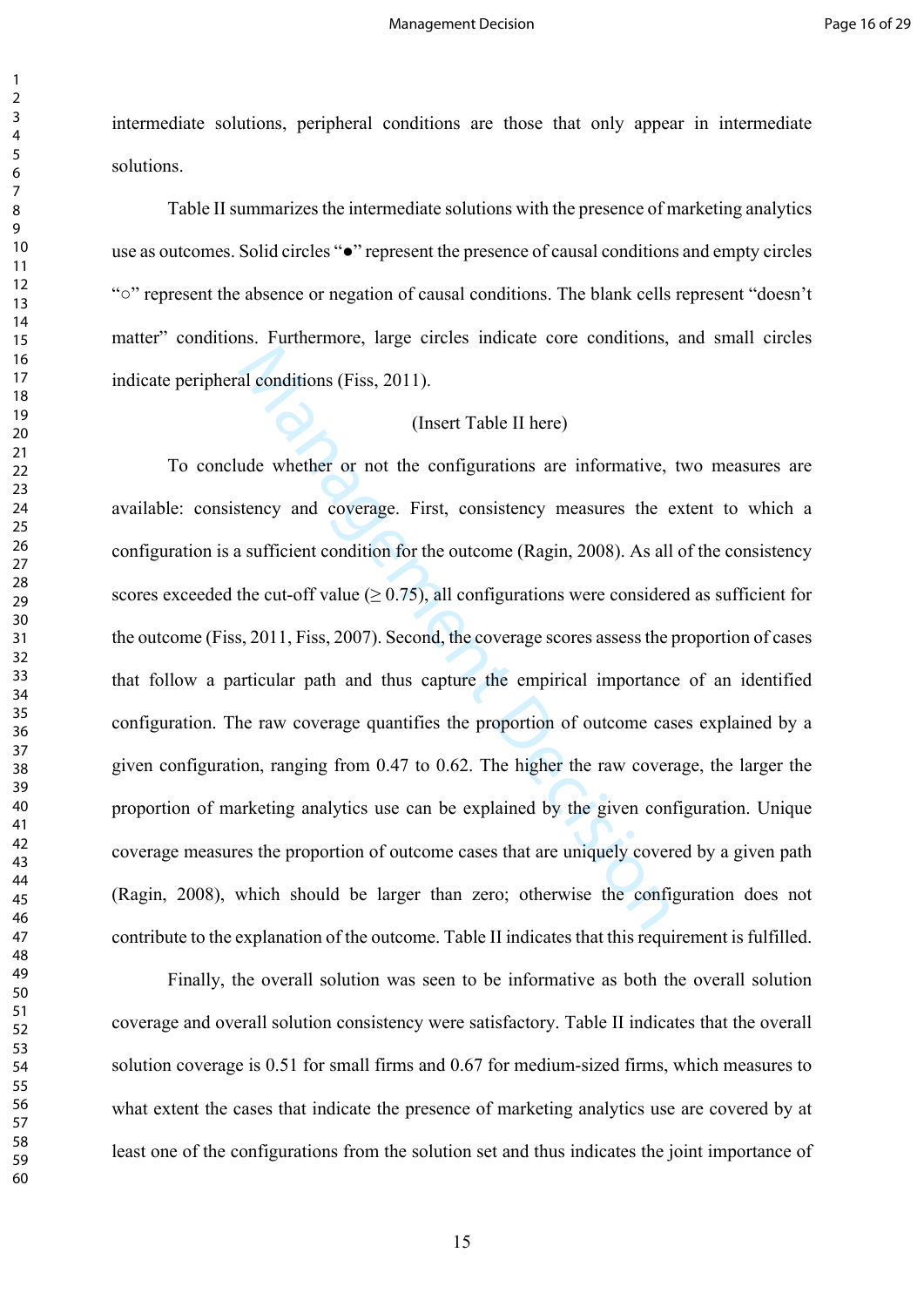intermediate solutions, peripheral conditions are those that only appear in intermediate solutions.

Table II summarizes the intermediate solutions with the presence of marketing analytics use as outcomes. Solid circles "●" represent the presence of causal conditions and empty circles "○" represent the absence or negation of causal conditions. The blank cells represent "doesn't matter" conditions. Furthermore, large circles indicate core conditions, and small circles indicate peripheral conditions (Fiss, 2011).

(Insert Table II here)

To conclude whether or not the configurations are informative, two measures are available: consistency and coverage. First, consistency measures the extent to which a configuration is a sufficient condition for the outcome (Ragin, 2008). As all of the consistency scores exceeded the cut-off value (≥ 0.75), all configurations were considered as sufficient for the outcome (Fiss, 2011, Fiss, 2007). Second, the coverage scores assess the proportion of cases that follow a particular path and thus capture the empirical importance of an identified configuration. The raw coverage quantifies the proportion of outcome cases explained by a given configuration, ranging from 0.47 to 0.62. The higher the raw coverage, the larger the proportion of marketing analytics use can be explained by the given configuration. Unique coverage measures the proportion of outcome cases that are uniquely covered by a given path (Ragin, 2008), which should be larger than zero; otherwise the configuration does not contribute to the explanation of the outcome. Table II indicates that this requirement is fulfilled.

Finally, the overall solution was seen to be informative as both the overall solution coverage and overall solution consistency were satisfactory. Table II indicates that the overall solution coverage is 0.51 for small firms and 0.67 for medium-sized firms, which measures to what extent the cases that indicate the presence of marketing analytics use are covered by at least one of the configurations from the solution set and thus indicates the joint importance of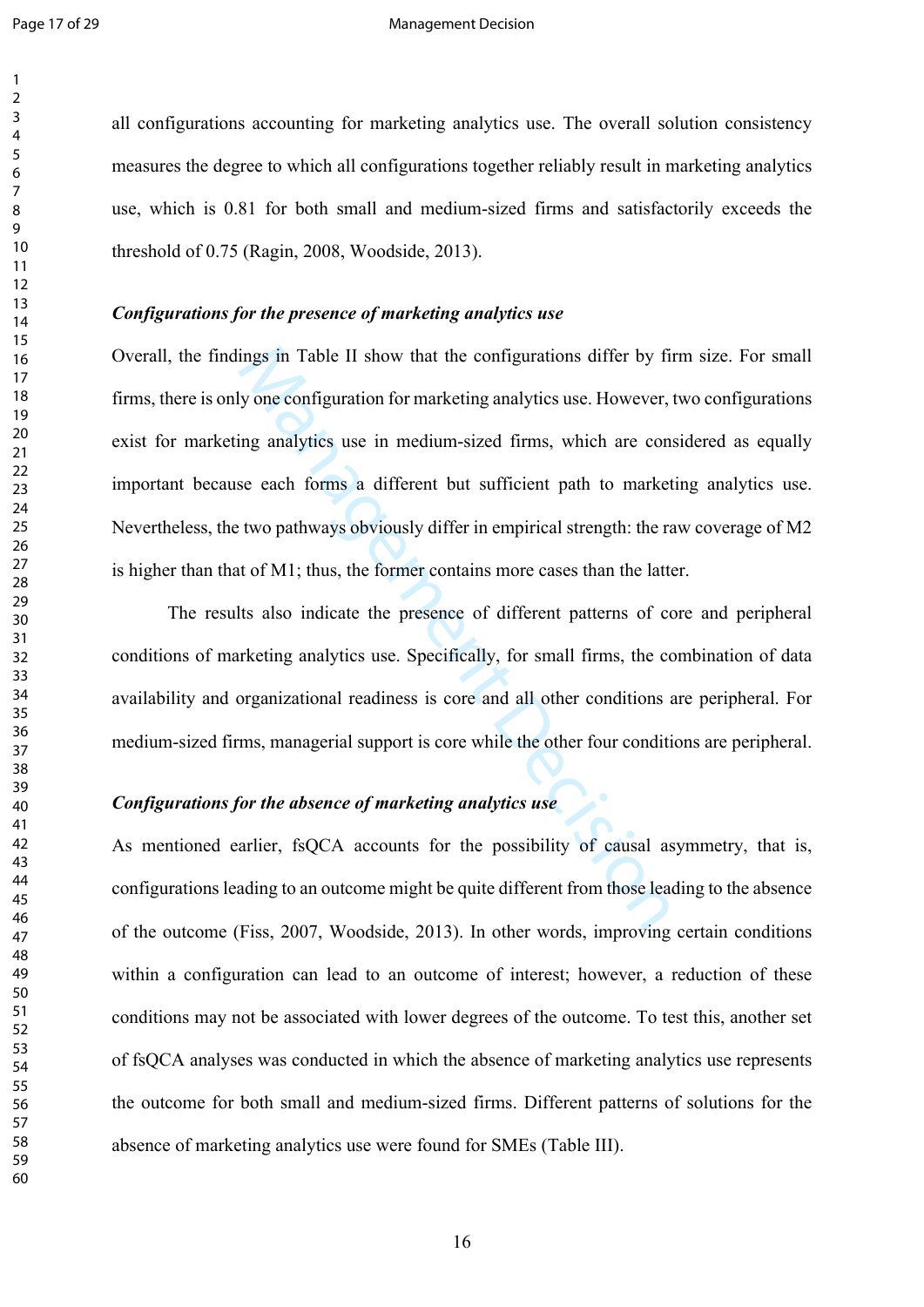all configurations accounting for marketing analytics use. The overall solution consistency measures the degree to which all configurations together reliably result in marketing analytics use, which is 0.81 for both small and medium-sized firms and satisfactorily exceeds the threshold of 0.75 (Ragin, 2008, Woodside, 2013).

### *Configurations for the presence of marketing analytics use*

Overall, the findings in Table II show that the configurations differ by firm size. For small firms, there is only one configuration for marketing analytics use. However, two configurations exist for marketing analytics use in medium-sized firms, which are considered as equally important because each forms a different but sufficient path to marketing analytics use. Nevertheless, the two pathways obviously differ in empirical strength: the raw coverage of M2 is higher than that of M1; thus, the former contains more cases than the latter.

The results also indicate the presence of different patterns of core and peripheral conditions of marketing analytics use. Specifically, for small firms, the combination of data availability and organizational readiness is core and all other conditions are peripheral. For medium-sized firms, managerial support is core while the other four conditions are peripheral.

### *Configurations for the absence of marketing analytics use*

As mentioned earlier, fsQCA accounts for the possibility of causal asymmetry, that is, configurations leading to an outcome might be quite different from those leading to the absence of the outcome (Fiss, 2007, Woodside, 2013). In other words, improving certain conditions within a configuration can lead to an outcome of interest; however, a reduction of these conditions may not be associated with lower degrees of the outcome. To test this, another set of fsQCA analyses was conducted in which the absence of marketing analytics use represents the outcome for both small and medium-sized firms. Different patterns of solutions for the absence of marketing analytics use were found for SMEs (Table III).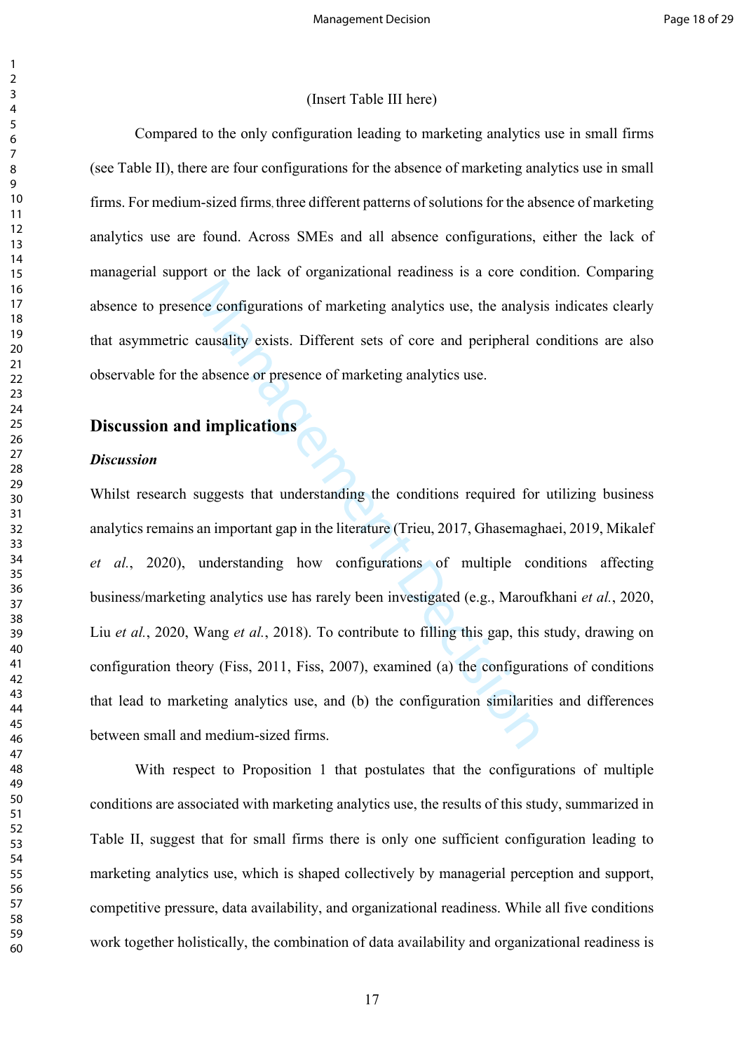(Insert Table III here)

Compared to the only configuration leading to marketing analytics use in small firms (see Table II), there are four configurations for the absence of marketing analytics use in small firms. For medium-sized firms, three different patterns of solutions for the absence of marketing analytics use are found. Across SMEs and all absence configurations, either the lack of managerial support or the lack of organizational readiness is a core condition. Comparing absence to presence configurations of marketing analytics use, the analysis indicates clearly that asymmetric causality exists. Different sets of core and peripheral conditions are also observable for the absence or presence of marketing analytics use.

## Discussion and implications

### *Discussion*

Whilst research suggests that understanding the conditions required for utilizing business analytics remains an important gap in the literature (Trieu, 2017, Ghasemaghaei, 2019, Mikalef *et al.*, 2020), understanding how configurations of multiple conditions affecting business/marketing analytics use has rarely been investigated (e.g., Maroufkhani *et al.*, 2020, Liu *et al.*, 2020, Wang *et al.*, 2018). To contribute to filling this gap, this study, drawing on configuration theory (Fiss, 2011, Fiss, 2007), examined (a) the configurations of conditions that lead to marketing analytics use, and (b) the configuration similarities and differences between small and medium-sized firms.

With respect to Proposition 1 that postulates that the configurations of multiple conditions are associated with marketing analytics use, the results of this study, summarized in Table II, suggest that for small firms there is only one sufficient configuration leading to marketing analytics use, which is shaped collectively by managerial perception and support, competitive pressure, data availability, and organizational readiness. While all five conditions work together holistically, the combination of data availability and organizational readiness is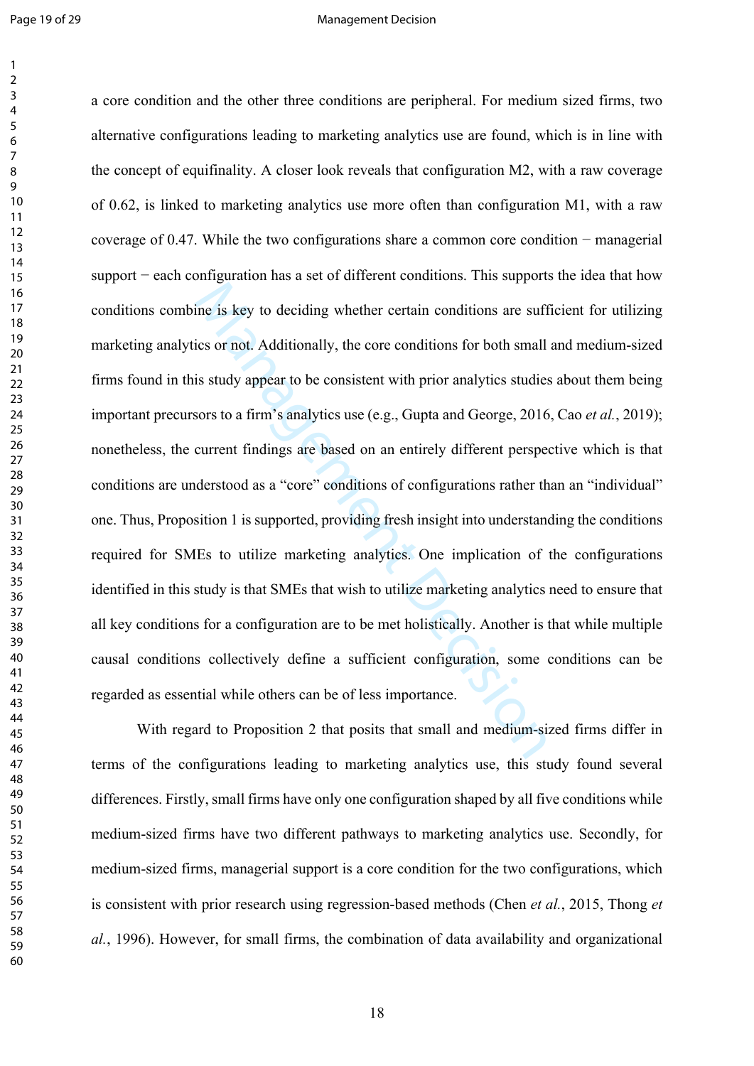a core condition and the other three conditions are peripheral. For medium sized firms, two alternative configurations leading to marketing analytics use are found, which is in line with the concept of equifinality. A closer look reveals that configuration M2, with a raw coverage of 0.62, is linked to marketing analytics use more often than configuration M1, with a raw coverage of 0.47. While the two configurations share a common core condition − managerial support − each configuration has a set of different conditions. This supports the idea that how conditions combine is key to deciding whether certain conditions are sufficient for utilizing marketing analytics or not. Additionally, the core conditions for both small and medium-sized firms found in this study appear to be consistent with prior analytics studies about them being important precursors to a firm's analytics use (e.g., Gupta and George, 2016, Cao *et al.*, 2019); nonetheless, the current findings are based on an entirely different perspective which is that conditions are understood as a "core" conditions of configurations rather than an "individual" one. Thus, Proposition 1 is supported, providing fresh insight into understanding the conditions required for SMEs to utilize marketing analytics. One implication of the configurations identified in this study is that SMEs that wish to utilize marketing analytics need to ensure that all key conditions for a configuration are to be met holistically. Another is that while multiple causal conditions collectively define a sufficient configuration, some conditions can be regarded as essential while others can be of less importance.

With regard to Proposition 2 that posits that small and medium-sized firms differ in terms of the configurations leading to marketing analytics use, this study found several differences. Firstly, small firms have only one configuration shaped by all five conditions while medium-sized firms have two different pathways to marketing analytics use. Secondly, for medium-sized firms, managerial support is a core condition for the two configurations, which is consistent with prior research using regression-based methods (Chen *et al.*, 2015, Thong *et al.*, 1996). However, for small firms, the combination of data availability and organizational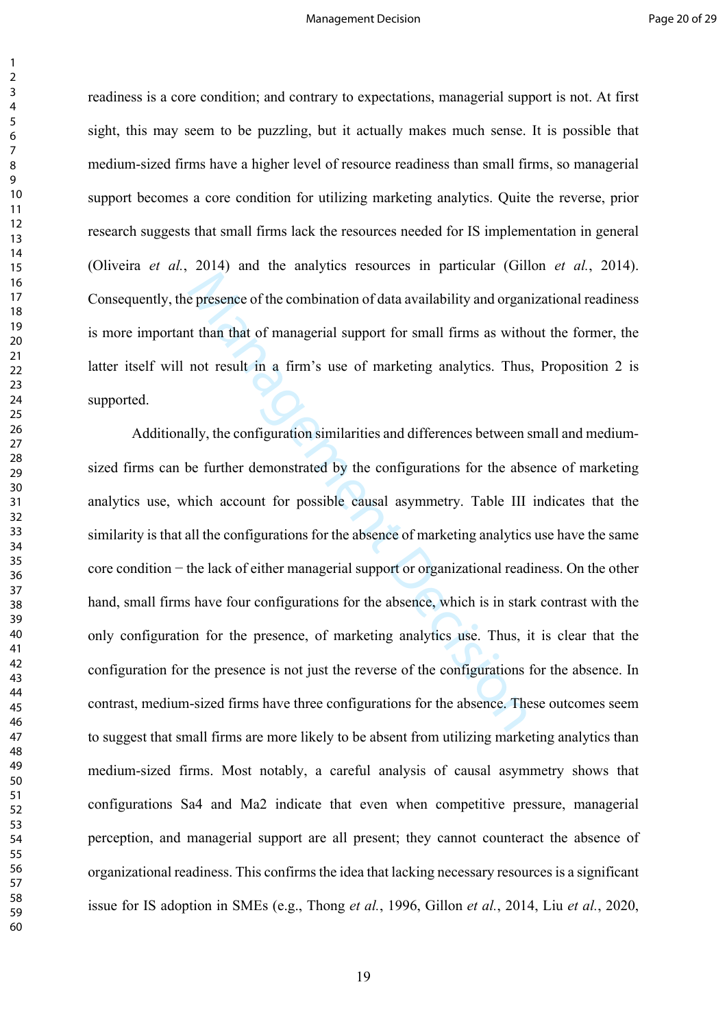readiness is a core condition; and contrary to expectations, managerial support is not. At first sight, this may seem to be puzzling, but it actually makes much sense. It is possible that medium-sized firms have a higher level of resource readiness than small firms, so managerial support becomes a core condition for utilizing marketing analytics. Quite the reverse, prior research suggests that small firms lack the resources needed for IS implementation in general (Oliveira *et al.*, 2014) and the analytics resources in particular (Gillon *et al.*, 2014). Consequently, the presence of the combination of data availability and organizational readiness is more important than that of managerial support for small firms as without the former, the latter itself will not result in a firm's use of marketing analytics. Thus, Proposition 2 is supported.

Additionally, the configuration similarities and differences between small and medium-sized firms can be further demonstrated by the configurations for the absence of marketing analytics use, which account for possible causal asymmetry. Table III indicates that the similarity is that all the configurations for the absence of marketing analytics use have the same core condition − the lack of either managerial support or organizational readiness. On the other hand, small firms have four configurations for the absence, which is in stark contrast with the only configuration for the presence, of marketing analytics use. Thus, it is clear that the configuration for the presence is not just the reverse of the configurations for the absence. In contrast, medium-sized firms have three configurations for the absence. These outcomes seem to suggest that small firms are more likely to be absent from utilizing marketing analytics than medium-sized firms. Most notably, a careful analysis of causal asymmetry shows that configurations Sa4 and Ma2 indicate that even when competitive pressure, managerial perception, and managerial support are all present; they cannot counteract the absence of organizational readiness. This confirms the idea that lacking necessary resources is a significant issue for IS adoption in SMEs (e.g., Thong *et al.*, 1996, Gillon *et al.*, 2014, Liu *et al.*, 2020,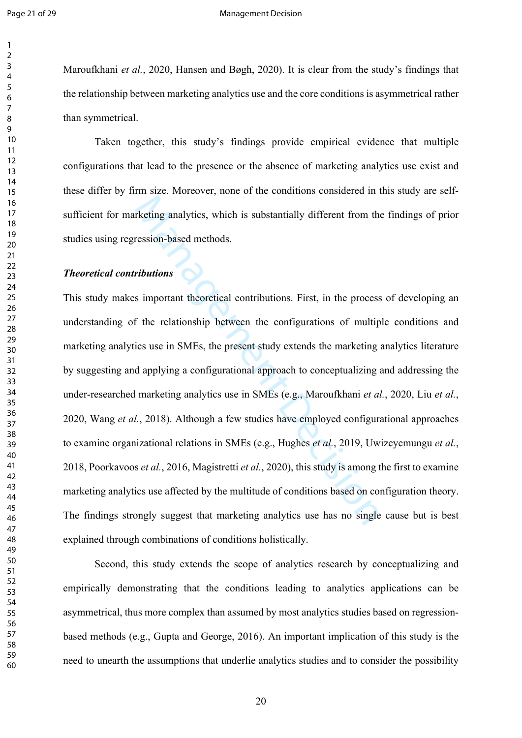Maroufkhani *et al.*, 2020, Hansen and Bøgh, 2020). It is clear from the study's findings that the relationship between marketing analytics use and the core conditions is asymmetrical rather than symmetrical.

Taken together, this study's findings provide empirical evidence that multiple configurations that lead to the presence or the absence of marketing analytics use exist and these differ by firm size. Moreover, none of the conditions considered in this study are self-sufficient for marketing analytics, which is substantially different from the findings of prior studies using regression-based methods.

### *Theoretical contributions*

This study makes important theoretical contributions. First, in the process of developing an understanding of the relationship between the configurations of multiple conditions and marketing analytics use in SMEs, the present study extends the marketing analytics literature by suggesting and applying a configurational approach to conceptualizing and addressing the under-researched marketing analytics use in SMEs (e.g., Maroufkhani *et al.*, 2020, Liu *et al.*, 2020, Wang *et al.*, 2018). Although a few studies have employed configurational approaches to examine organizational relations in SMEs (e.g., Hughes *et al.*, 2019, Uwizeyemungu *et al.*, 2018, Poorkavoos *et al.*, 2016, Magistretti *et al.*, 2020), this study is among the first to examine marketing analytics use affected by the multitude of conditions based on configuration theory. The findings strongly suggest that marketing analytics use has no single cause but is best explained through combinations of conditions holistically.

Second, this study extends the scope of analytics research by conceptualizing and empirically demonstrating that the conditions leading to analytics applications can be asymmetrical, thus more complex than assumed by most analytics studies based on regression-based methods (e.g., Gupta and George, 2016). An important implication of this study is the need to unearth the assumptions that underlie analytics studies and to consider the possibility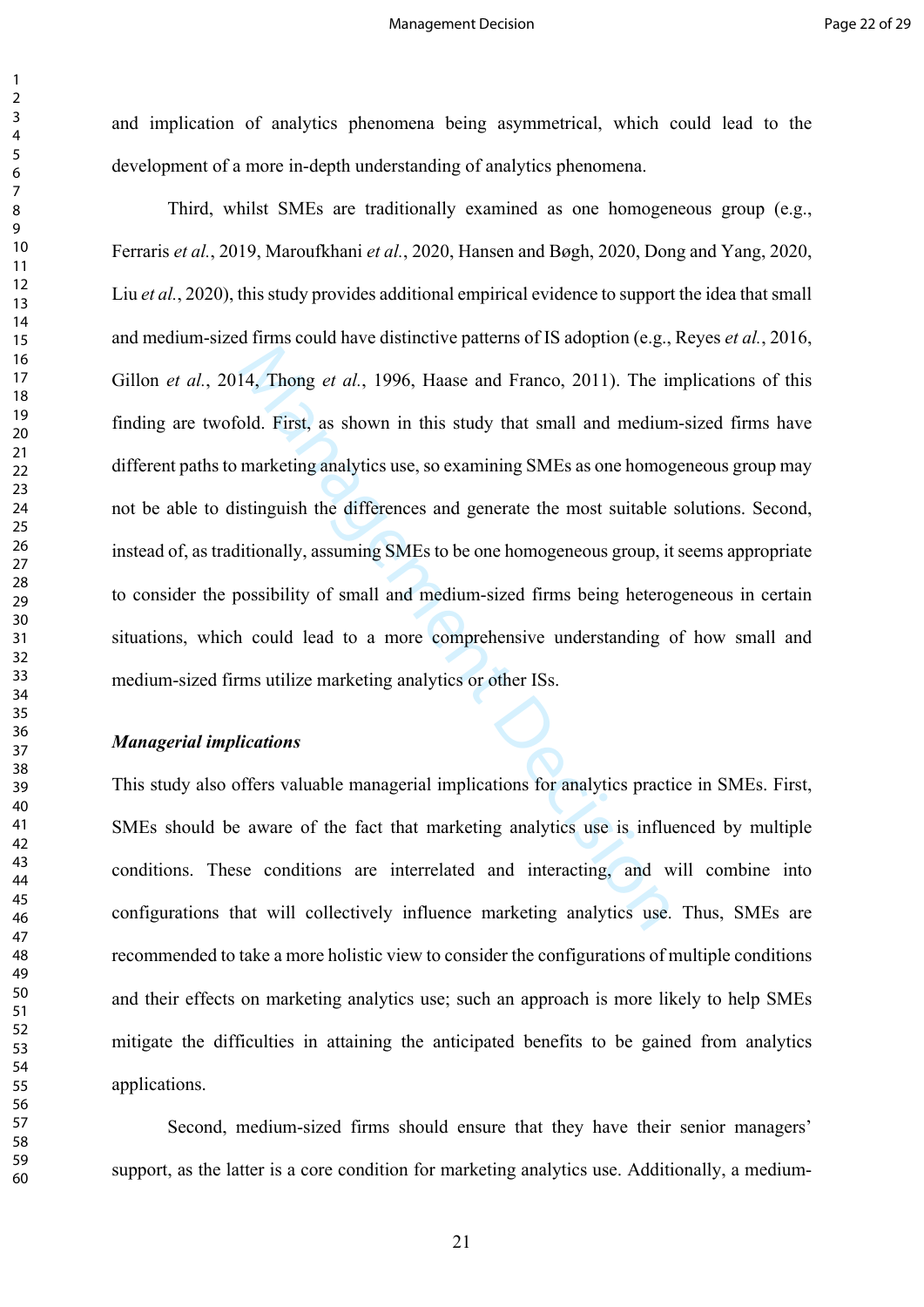and implication of analytics phenomena being asymmetrical, which could lead to the development of a more in-depth understanding of analytics phenomena.

Third, whilst SMEs are traditionally examined as one homogeneous group (e.g., Ferraris *et al.*, 2019, Maroufkhani *et al.*, 2020, Hansen and Bøgh, 2020, Dong and Yang, 2020, Liu *et al.*, 2020), this study provides additional empirical evidence to support the idea that small and medium-sized firms could have distinctive patterns of IS adoption (e.g., Reyes *et al.*, 2016, Gillon *et al.*, 2014, Thong *et al.*, 1996, Haase and Franco, 2011). The implications of this finding are twofold. First, as shown in this study that small and medium-sized firms have different paths to marketing analytics use, so examining SMEs as one homogeneous group may not be able to distinguish the differences and generate the most suitable solutions. Second, instead of, as traditionally, assuming SMEs to be one homogeneous group, it seems appropriate to consider the possibility of small and medium-sized firms being heterogeneous in certain situations, which could lead to a more comprehensive understanding of how small and medium-sized firms utilize marketing analytics or other ISs.

### *Managerial implications*

This study also offers valuable managerial implications for analytics practice in SMEs. First, SMEs should be aware of the fact that marketing analytics use is influenced by multiple conditions. These conditions are interrelated and interacting, and will combine into configurations that will collectively influence marketing analytics use. Thus, SMEs are recommended to take a more holistic view to consider the configurations of multiple conditions and their effects on marketing analytics use; such an approach is more likely to help SMEs mitigate the difficulties in attaining the anticipated benefits to be gained from analytics applications.

Second, medium-sized firms should ensure that they have their senior managers' support, as the latter is a core condition for marketing analytics use. Additionally, a medium-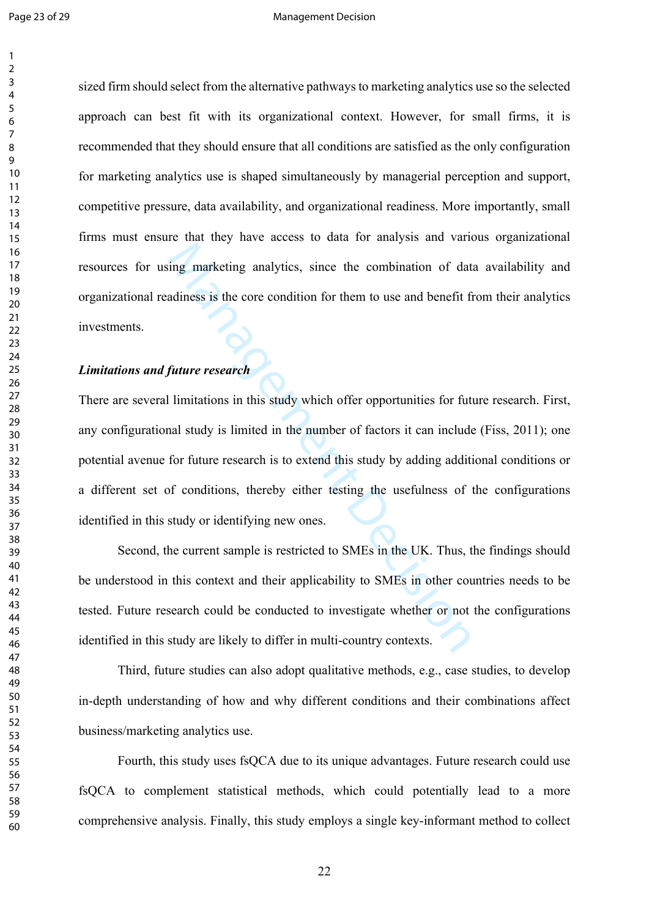sized firm should select from the alternative pathways to marketing analytics use so the selected approach can best fit with its organizational context. However, for small firms, it is recommended that they should ensure that all conditions are satisfied as the only configuration for marketing analytics use is shaped simultaneously by managerial perception and support, competitive pressure, data availability, and organizational readiness. More importantly, small firms must ensure that they have access to data for analysis and various organizational resources for using marketing analytics, since the combination of data availability and organizational readiness is the core condition for them to use and benefit from their analytics investments.

***Limitations and future research***

There are several limitations in this study which offer opportunities for future research. First, any configurational study is limited in the number of factors it can include (Fiss, 2011); one potential avenue for future research is to extend this study by adding additional conditions or a different set of conditions, thereby either testing the usefulness of the configurations identified in this study or identifying new ones.

Second, the current sample is restricted to SMEs in the UK. Thus, the findings should be understood in this context and their applicability to SMEs in other countries needs to be tested. Future research could be conducted to investigate whether or not the configurations identified in this study are likely to differ in multi-country contexts.

Third, future studies can also adopt qualitative methods, e.g., case studies, to develop in-depth understanding of how and why different conditions and their combinations affect business/marketing analytics use.

Fourth, this study uses fsQCA due to its unique advantages. Future research could use fsQCA to complement statistical methods, which could potentially lead to a more comprehensive analysis. Finally, this study employs a single key-informant method to collect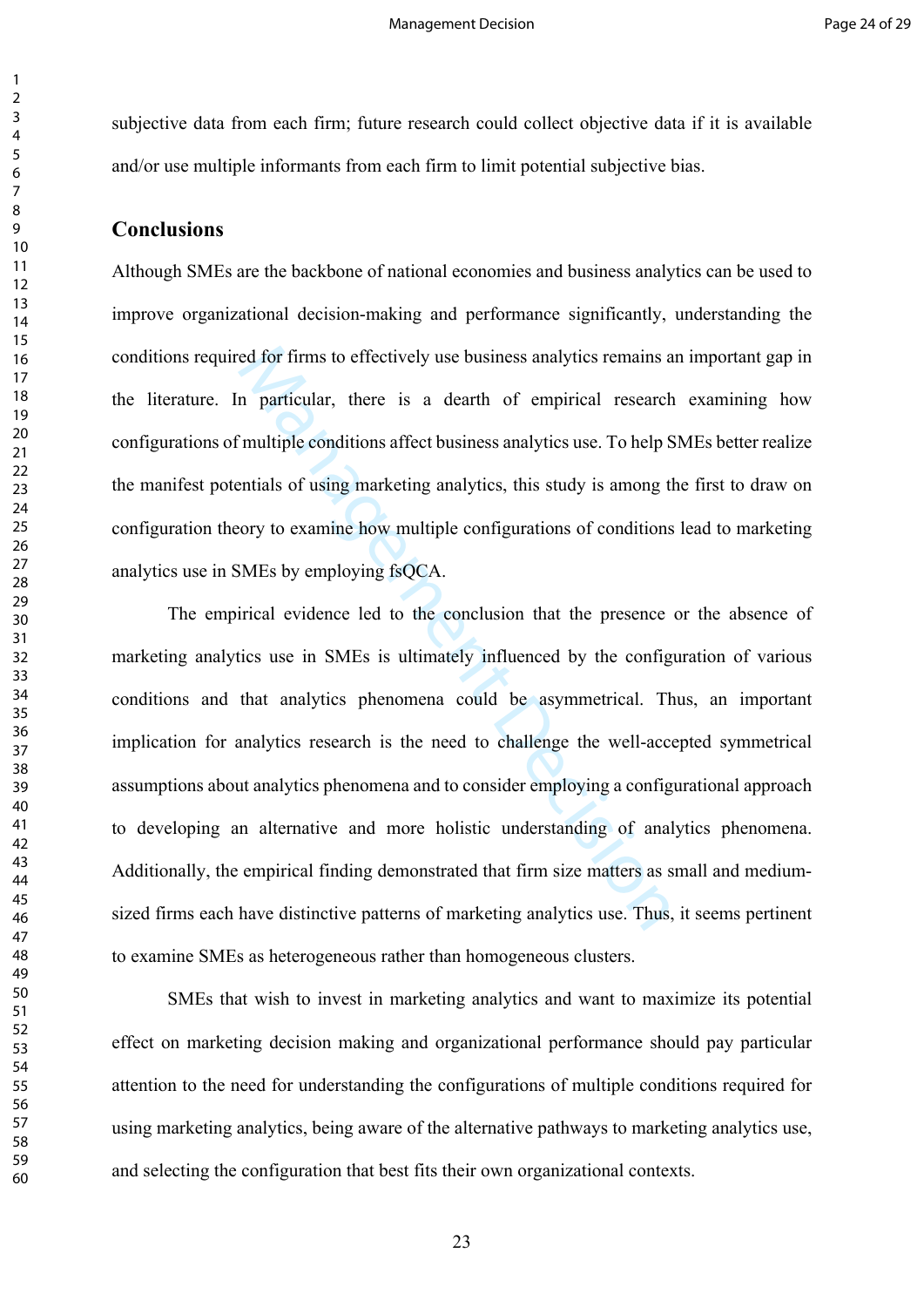subjective data from each firm; future research could collect objective data if it is available and/or use multiple informants from each firm to limit potential subjective bias.

## Conclusions

Although SMEs are the backbone of national economies and business analytics can be used to improve organizational decision-making and performance significantly, understanding the conditions required for firms to effectively use business analytics remains an important gap in the literature. In particular, there is a dearth of empirical research examining how configurations of multiple conditions affect business analytics use. To help SMEs better realize the manifest potentials of using marketing analytics, this study is among the first to draw on configuration theory to examine how multiple configurations of conditions lead to marketing analytics use in SMEs by employing fsQCA.

The empirical evidence led to the conclusion that the presence or the absence of marketing analytics use in SMEs is ultimately influenced by the configuration of various conditions and that analytics phenomena could be asymmetrical. Thus, an important implication for analytics research is the need to challenge the well-accepted symmetrical assumptions about analytics phenomena and to consider employing a configurational approach to developing an alternative and more holistic understanding of analytics phenomena. Additionally, the empirical finding demonstrated that firm size matters as small and medium-sized firms each have distinctive patterns of marketing analytics use. Thus, it seems pertinent to examine SMEs as heterogeneous rather than homogeneous clusters.

SMEs that wish to invest in marketing analytics and want to maximize its potential effect on marketing decision making and organizational performance should pay particular attention to the need for understanding the configurations of multiple conditions required for using marketing analytics, being aware of the alternative pathways to marketing analytics use, and selecting the configuration that best fits their own organizational contexts.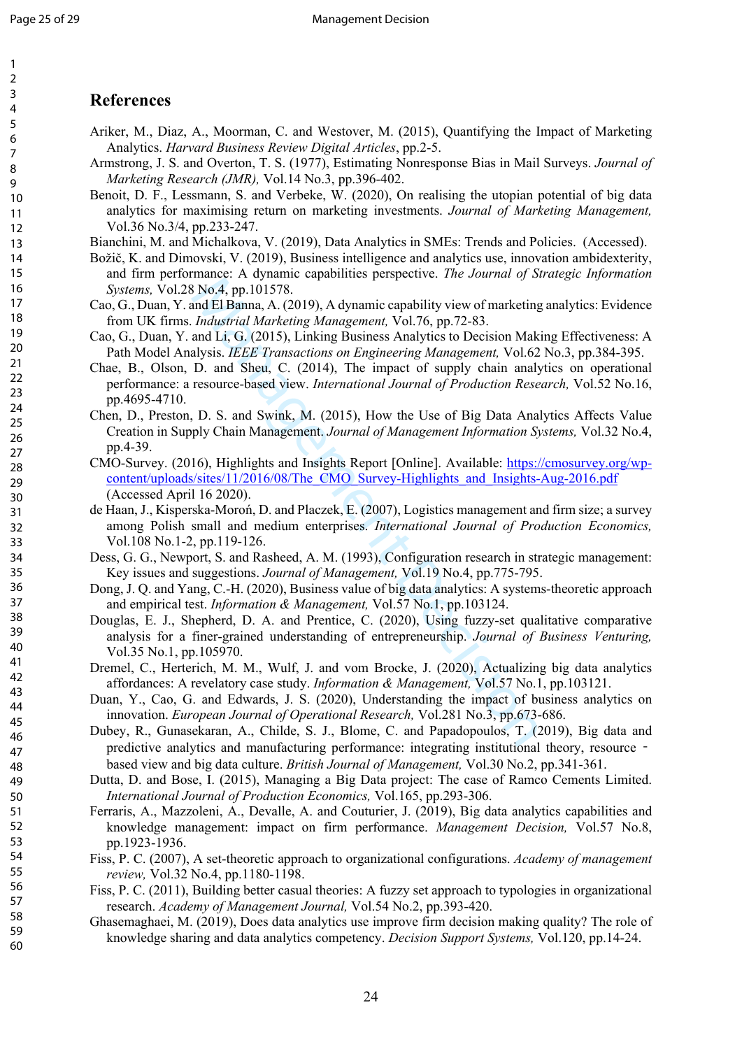## References

Ariker, M., Diaz, A., Moorman, C. and Westover, M. (2015), Quantifying the Impact of Marketing Analytics. *Harvard Business Review Digital Articles*, pp.2-5.

Armstrong, J. S. and Overton, T. S. (1977), Estimating Nonresponse Bias in Mail Surveys. *Journal of Marketing Research (JMR),* Vol.14 No.3, pp.396-402.

Benoit, D. F., Lessmann, S. and Verbeke, W. (2020), On realising the utopian potential of big data analytics for maximising return on marketing investments. *Journal of Marketing Management,* Vol.36 No.3/4, pp.233-247.

Bianchini, M. and Michalkova, V. (2019), Data Analytics in SMEs: Trends and Policies. (Accessed).

Božič, K. and Dimovski, V. (2019), Business intelligence and analytics use, innovation ambidexterity, and firm performance: A dynamic capabilities perspective. *The Journal of Strategic Information Systems,* Vol.28 No.4, pp.101578.

Cao, G., Duan, Y. and El Banna, A. (2019), A dynamic capability view of marketing analytics: Evidence from UK firms. *Industrial Marketing Management,* Vol.76, pp.72-83.

Cao, G., Duan, Y. and Li, G. (2015), Linking Business Analytics to Decision Making Effectiveness: A Path Model Analysis. *IEEE Transactions on Engineering Management,* Vol.62 No.3, pp.384-395.

Chae, B., Olson, D. and Sheu, C. (2014), The impact of supply chain analytics on operational performance: a resource-based view. *International Journal of Production Research,* Vol.52 No.16, pp.4695-4710.

Chen, D., Preston, D. S. and Swink, M. (2015), How the Use of Big Data Analytics Affects Value Creation in Supply Chain Management. *Journal of Management Information Systems,* Vol.32 No.4, pp.4-39.

CMO-Survey. (2016), Highlights and Insights Report [Online]. Available: https://cmosurvey.org/wp-content/uploads/sites/11/2016/08/The_CMO_Survey-Highlights_and_Insights-Aug-2016.pdf (Accessed April 16 2020).

de Haan, J., Kisperska-Moroń, D. and Placzek, E. (2007), Logistics management and firm size; a survey among Polish small and medium enterprises. *International Journal of Production Economics,* Vol.108 No.1-2, pp.119-126.

Dess, G. G., Newport, S. and Rasheed, A. M. (1993), Configuration research in strategic management: Key issues and suggestions. *Journal of Management,* Vol.19 No.4, pp.775-795.

Dong, J. Q. and Yang, C.-H. (2020), Business value of big data analytics: A systems-theoretic approach and empirical test. *Information & Management,* Vol.57 No.1, pp.103124.

Douglas, E. J., Shepherd, D. A. and Prentice, C. (2020), Using fuzzy-set qualitative comparative analysis for a finer-grained understanding of entrepreneurship. *Journal of Business Venturing,* Vol.35 No.1, pp.105970.

Dremel, C., Herterich, M. M., Wulf, J. and vom Brocke, J. (2020), Actualizing big data analytics affordances: A revelatory case study. *Information & Management,* Vol.57 No.1, pp.103121.

Duan, Y., Cao, G. and Edwards, J. S. (2020), Understanding the impact of business analytics on innovation. *European Journal of Operational Research,* Vol.281 No.3, pp.673-686.

Dubey, R., Gunasekaran, A., Childe, S. J., Blome, C. and Papadopoulos, T. (2019), Big data and predictive analytics and manufacturing performance: integrating institutional theory, resource‐based view and big data culture. *British Journal of Management,* Vol.30 No.2, pp.341-361.

Dutta, D. and Bose, I. (2015), Managing a Big Data project: The case of Ramco Cements Limited. *International Journal of Production Economics,* Vol.165, pp.293-306.

Ferraris, A., Mazzoleni, A., Devalle, A. and Couturier, J. (2019), Big data analytics capabilities and knowledge management: impact on firm performance. *Management Decision,* Vol.57 No.8, pp.1923-1936.

Fiss, P. C. (2007), A set-theoretic approach to organizational configurations. *Academy of management review,* Vol.32 No.4, pp.1180-1198.

Fiss, P. C. (2011), Building better casual theories: A fuzzy set approach to typologies in organizational research. *Academy of Management Journal,* Vol.54 No.2, pp.393-420.

Ghasemaghaei, M. (2019), Does data analytics use improve firm decision making quality? The role of knowledge sharing and data analytics competency. *Decision Support Systems,* Vol.120, pp.14-24.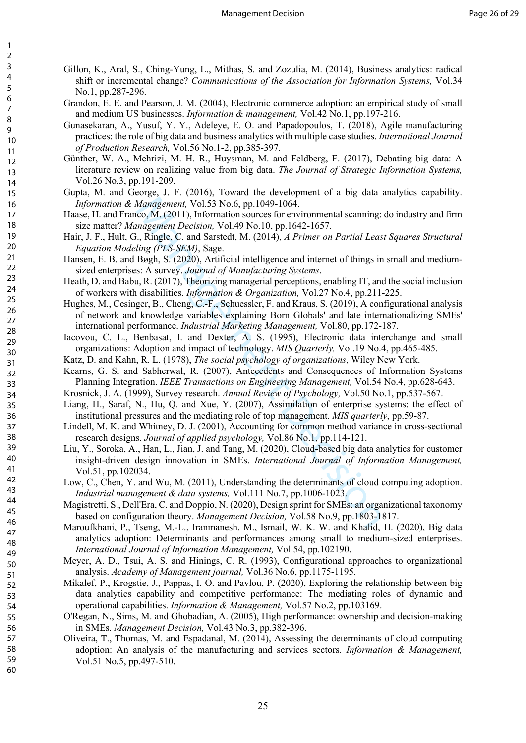Gillon, K., Aral, S., Ching-Yung, L., Mithas, S. and Zozulia, M. (2014), Business analytics: radical shift or incremental change? *Communications of the Association for Information Systems,* Vol.34 No.1, pp.287-296.

Grandon, E. E. and Pearson, J. M. (2004), Electronic commerce adoption: an empirical study of small and medium US businesses. *Information & management,* Vol.42 No.1, pp.197-216.

Gunasekaran, A., Yusuf, Y. Y., Adeleye, E. O. and Papadopoulos, T. (2018), Agile manufacturing practices: the role of big data and business analytics with multiple case studies. *International Journal of Production Research,* Vol.56 No.1-2, pp.385-397.

Günther, W. A., Mehrizi, M. H. R., Huysman, M. and Feldberg, F. (2017), Debating big data: A literature review on realizing value from big data. *The Journal of Strategic Information Systems,* Vol.26 No.3, pp.191-209.

Gupta, M. and George, J. F. (2016), Toward the development of a big data analytics capability. *Information & Management,* Vol.53 No.6, pp.1049-1064.

Haase, H. and Franco, M. (2011), Information sources for environmental scanning: do industry and firm size matter? *Management Decision,* Vol.49 No.10, pp.1642-1657.

Hair, J. F., Hult, G., Ringle, C. and Sarstedt, M. (2014), *A Primer on Partial Least Squares Structural Equation Modeling (PLS-SEM)*, Sage.

Hansen, E. B. and Bøgh, S. (2020), Artificial intelligence and internet of things in small and medium-sized enterprises: A survey. *Journal of Manufacturing Systems*.

Heath, D. and Babu, R. (2017), Theorizing managerial perceptions, enabling IT, and the social inclusion of workers with disabilities. *Information & Organization,* Vol.27 No.4, pp.211-225.

Hughes, M., Cesinger, B., Cheng, C.-F., Schuessler, F. and Kraus, S. (2019), A configurational analysis of network and knowledge variables explaining Born Globals' and late internationalizing SMEs' international performance. *Industrial Marketing Management,* Vol.80, pp.172-187.

Iacovou, C. L., Benbasat, I. and Dexter, A. S. (1995), Electronic data interchange and small organizations: Adoption and impact of technology. *MIS Quarterly,* Vol.19 No.4, pp.465-485.

Katz, D. and Kahn, R. L. (1978), *The social psychology of organizations*, Wiley New York.

Kearns, G. S. and Sabherwal, R. (2007), Antecedents and Consequences of Information Systems Planning Integration. *IEEE Transactions on Engineering Management,* Vol.54 No.4, pp.628-643.

Krosnick, J. A. (1999), Survey research. *Annual Review of Psychology,* Vol.50 No.1, pp.537-567.

Liang, H., Saraf, N., Hu, Q. and Xue, Y. (2007), Assimilation of enterprise systems: the effect of institutional pressures and the mediating role of top management. *MIS quarterly*, pp.59-87.

Lindell, M. K. and Whitney, D. J. (2001), Accounting for common method variance in cross-sectional research designs. *Journal of applied psychology,* Vol.86 No.1, pp.114-121.

Liu, Y., Soroka, A., Han, L., Jian, J. and Tang, M. (2020), Cloud-based big data analytics for customer insight-driven design innovation in SMEs. *International Journal of Information Management,* Vol.51, pp.102034.

Low, C., Chen, Y. and Wu, M. (2011), Understanding the determinants of cloud computing adoption. *Industrial management & data systems,* Vol.111 No.7, pp.1006-1023.

Magistretti, S., Dell'Era, C. and Doppio, N. (2020), Design sprint for SMEs: an organizational taxonomy based on configuration theory. *Management Decision,* Vol.58 No.9, pp.1803-1817.

Maroufkhani, P., Tseng, M.-L., Iranmanesh, M., Ismail, W. K. W. and Khalid, H. (2020), Big data analytics adoption: Determinants and performances among small to medium-sized enterprises. *International Journal of Information Management,* Vol.54, pp.102190.

Meyer, A. D., Tsui, A. S. and Hinings, C. R. (1993), Configurational approaches to organizational analysis. *Academy of Management journal,* Vol.36 No.6, pp.1175-1195.

Mikalef, P., Krogstie, J., Pappas, I. O. and Pavlou, P. (2020), Exploring the relationship between big data analytics capability and competitive performance: The mediating roles of dynamic and operational capabilities. *Information & Management,* Vol.57 No.2, pp.103169.

O'Regan, N., Sims, M. and Ghobadian, A. (2005), High performance: ownership and decision-making in SMEs. *Management Decision,* Vol.43 No.3, pp.382-396.

Oliveira, T., Thomas, M. and Espadanal, M. (2014), Assessing the determinants of cloud computing adoption: An analysis of the manufacturing and services sectors. *Information & Management,* Vol.51 No.5, pp.497-510.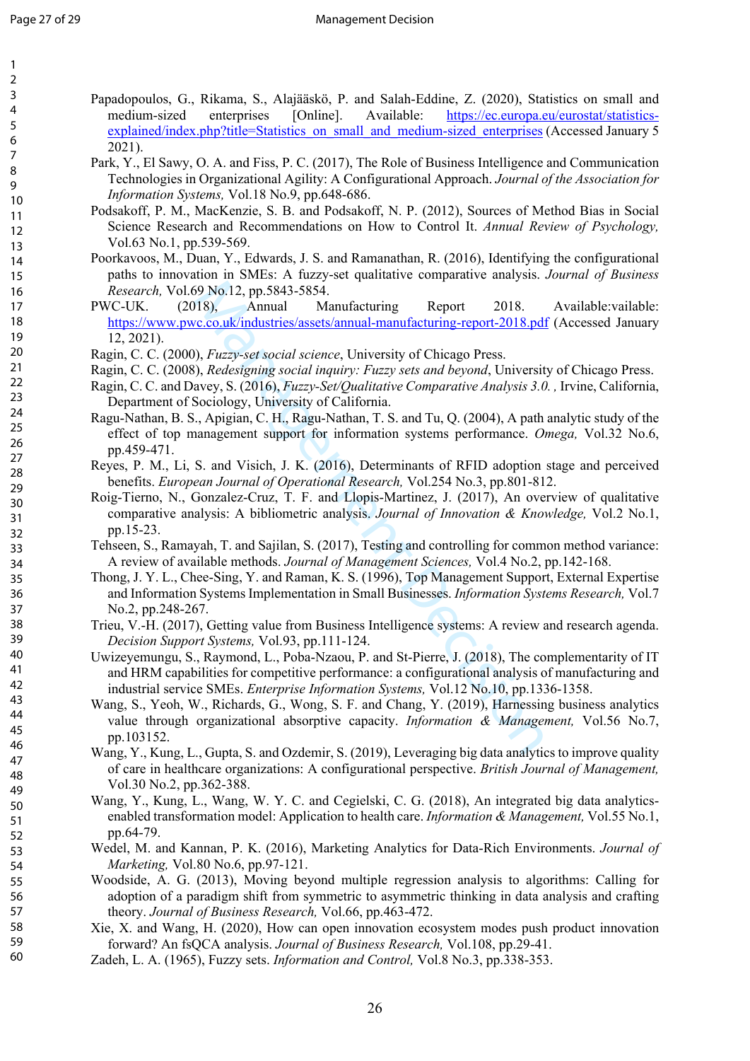Papadopoulos, G., Rikama, S., Alajääskö, P. and Salah-Eddine, Z. (2020), Statistics on small and medium-sized enterprises [Online]. Available: https://ec.europa.eu/eurostat/statistics-explained/index.php?title=Statistics_on_small_and_medium-sized_enterprises (Accessed January 5 2021).

Park, Y., El Sawy, O. A. and Fiss, P. C. (2017), The Role of Business Intelligence and Communication Technologies in Organizational Agility: A Configurational Approach. *Journal of the Association for Information Systems,* Vol.18 No.9, pp.648-686.

Podsakoff, P. M., MacKenzie, S. B. and Podsakoff, N. P. (2012), Sources of Method Bias in Social Science Research and Recommendations on How to Control It. *Annual Review of Psychology,* Vol.63 No.1, pp.539-569.

Poorkavoos, M., Duan, Y., Edwards, J. S. and Ramanathan, R. (2016), Identifying the configurational paths to innovation in SMEs: A fuzzy-set qualitative comparative analysis. *Journal of Business Research,* Vol.69 No.12, pp.5843-5854.

PWC-UK. (2018), Annual Manufacturing Report 2018. Available:vailable: https://www.pwc.co.uk/industries/assets/annual-manufacturing-report-2018.pdf (Accessed January 12, 2021).

Ragin, C. C. (2000), *Fuzzy-set social science*, University of Chicago Press.

Ragin, C. C. (2008), *Redesigning social inquiry: Fuzzy sets and beyond*, University of Chicago Press.

Ragin, C. C. and Davey, S. (2016), *Fuzzy-Set/Qualitative Comparative Analysis 3.0. ,* Irvine, California, Department of Sociology, University of California.

Ragu-Nathan, B. S., Apigian, C. H., Ragu-Nathan, T. S. and Tu, Q. (2004), A path analytic study of the effect of top management support for information systems performance. *Omega,* Vol.32 No.6, pp.459-471.

Reyes, P. M., Li, S. and Visich, J. K. (2016), Determinants of RFID adoption stage and perceived benefits. *European Journal of Operational Research,* Vol.254 No.3, pp.801-812.

Roig-Tierno, N., Gonzalez-Cruz, T. F. and Llopis-Martinez, J. (2017), An overview of qualitative comparative analysis: A bibliometric analysis. *Journal of Innovation & Knowledge,* Vol.2 No.1, pp.15-23.

Tehseen, S., Ramayah, T. and Sajilan, S. (2017), Testing and controlling for common method variance: A review of available methods. *Journal of Management Sciences,* Vol.4 No.2, pp.142-168.

Thong, J. Y. L., Chee-Sing, Y. and Raman, K. S. (1996), Top Management Support, External Expertise and Information Systems Implementation in Small Businesses. *Information Systems Research,* Vol.7 No.2, pp.248-267.

Trieu, V.-H. (2017), Getting value from Business Intelligence systems: A review and research agenda. *Decision Support Systems,* Vol.93, pp.111-124.

Uwizeyemungu, S., Raymond, L., Poba-Nzaou, P. and St-Pierre, J. (2018), The complementarity of IT and HRM capabilities for competitive performance: a configurational analysis of manufacturing and industrial service SMEs. *Enterprise Information Systems,* Vol.12 No.10, pp.1336-1358.

Wang, S., Yeoh, W., Richards, G., Wong, S. F. and Chang, Y. (2019), Harnessing business analytics value through organizational absorptive capacity. *Information & Management,* Vol.56 No.7, pp.103152.

Wang, Y., Kung, L., Gupta, S. and Ozdemir, S. (2019), Leveraging big data analytics to improve quality of care in healthcare organizations: A configurational perspective. *British Journal of Management,* Vol.30 No.2, pp.362-388.

Wang, Y., Kung, L., Wang, W. Y. C. and Cegielski, C. G. (2018), An integrated big data analytics-enabled transformation model: Application to health care. *Information & Management,* Vol.55 No.1, pp.64-79.

Wedel, M. and Kannan, P. K. (2016), Marketing Analytics for Data-Rich Environments. *Journal of Marketing,* Vol.80 No.6, pp.97-121.

Woodside, A. G. (2013), Moving beyond multiple regression analysis to algorithms: Calling for adoption of a paradigm shift from symmetric to asymmetric thinking in data analysis and crafting theory. *Journal of Business Research,* Vol.66, pp.463-472.

Xie, X. and Wang, H. (2020), How can open innovation ecosystem modes push product innovation forward? An fsQCA analysis. *Journal of Business Research,* Vol.108, pp.29-41.

Zadeh, L. A. (1965), Fuzzy sets. *Information and Control,* Vol.8 No.3, pp.338-353.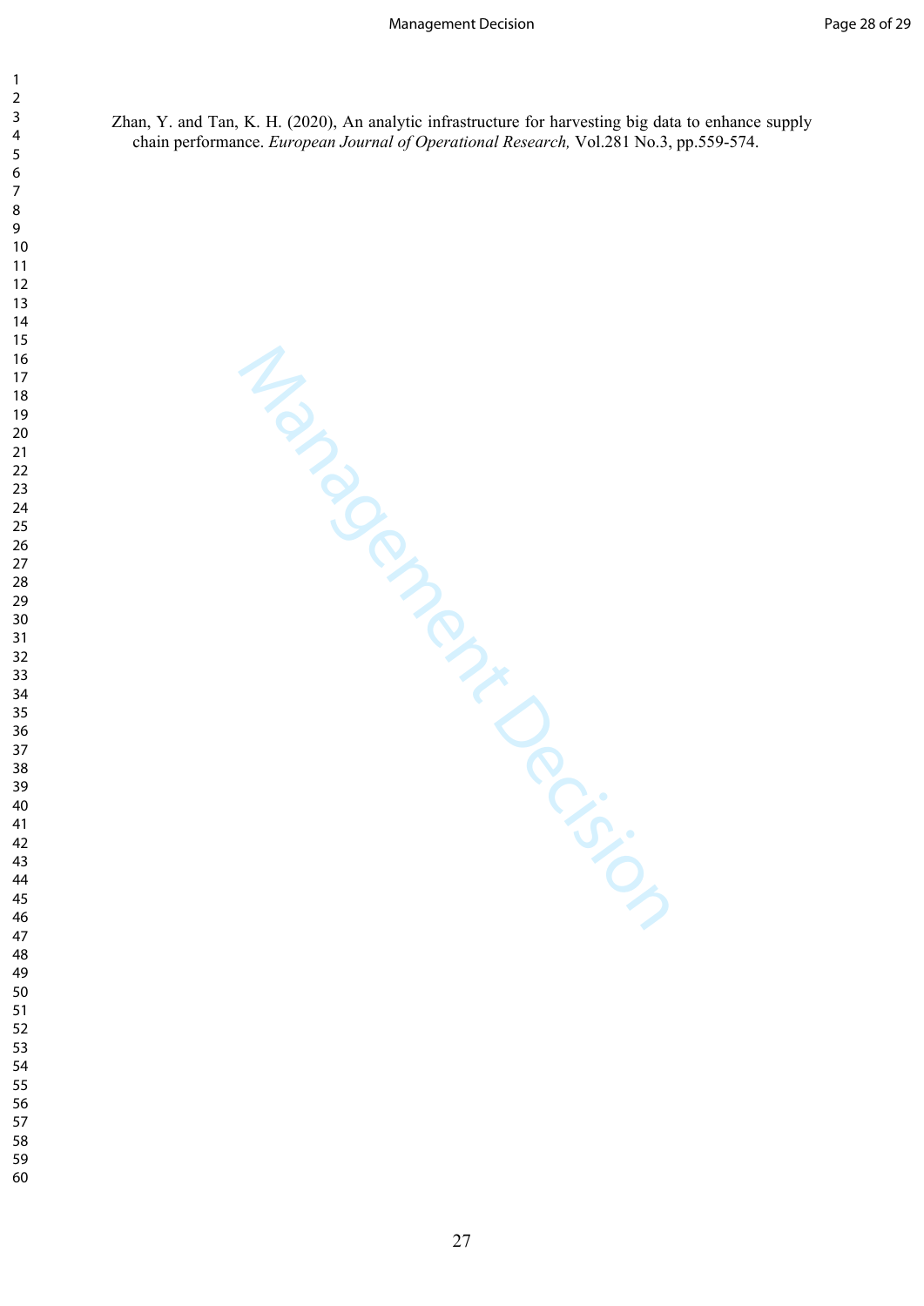Zhan, Y. and Tan, K. H. (2020), An analytic infrastructure for harvesting big data to enhance supply chain performance. *European Journal of Operational Research,* Vol.281 No.3, pp.559-574.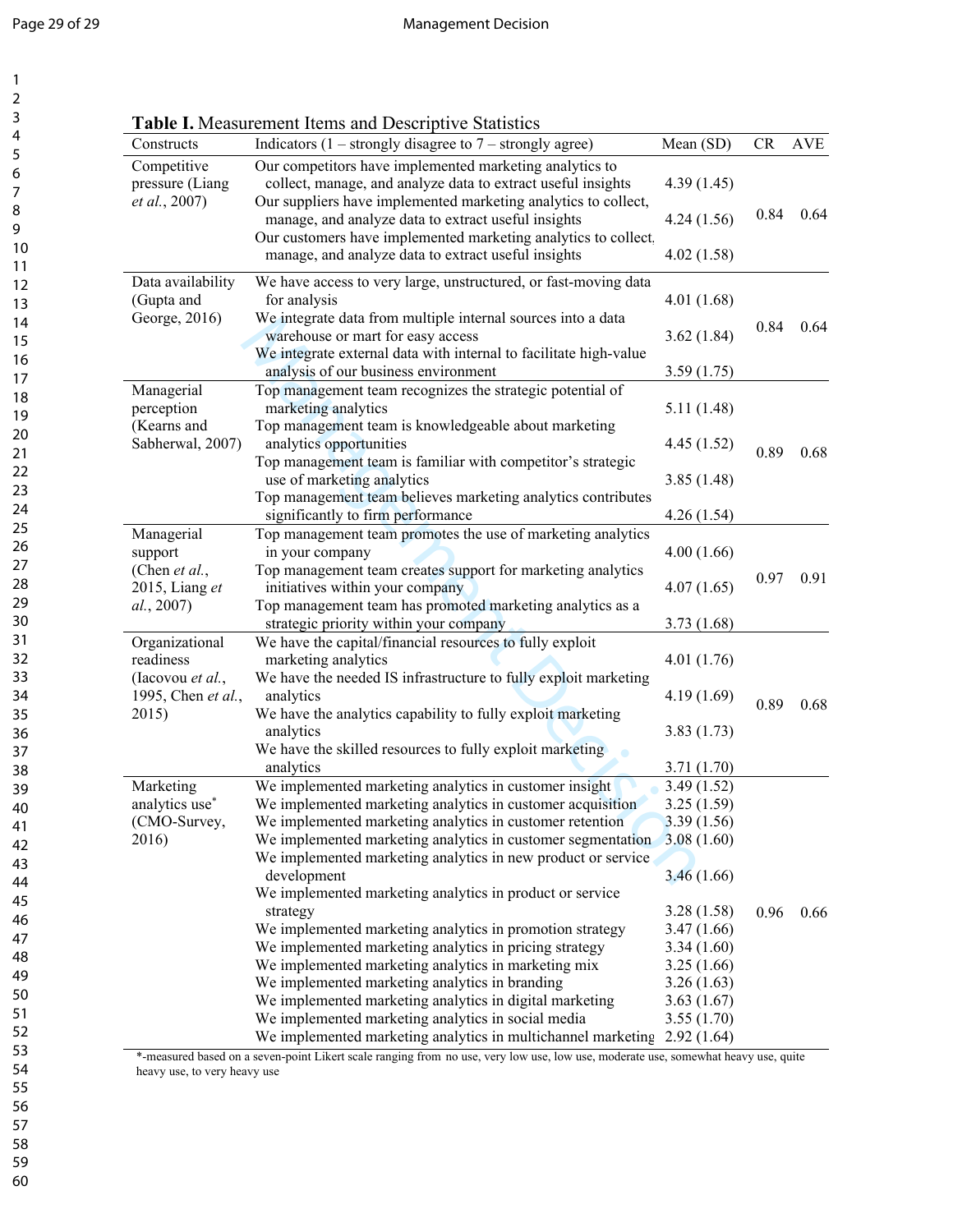**Table I.** Measurement Items and Descriptive Statistics

| Constructs | Indicators (1 – strongly disagree to 7 – strongly agree) | Mean (SD) | CR | AVE |
|---|---|---|---|---|
| Competitive pressure (Liang *et al.*, 2007) | Our competitors have implemented marketing analytics to collect, manage, and analyze data to extract useful insights | 4.39 (1.45) | 0.84 | 0.64 |
| | Our suppliers have implemented marketing analytics to collect, manage, and analyze data to extract useful insights | 4.24 (1.56) | | |
| | Our customers have implemented marketing analytics to collect, manage, and analyze data to extract useful insights | 4.02 (1.58) | | |
| Data availability (Gupta and George, 2016) | We have access to very large, unstructured, or fast-moving data for analysis | 4.01 (1.68) | 0.84 | 0.64 |
| | We integrate data from multiple internal sources into a data warehouse or mart for easy access | 3.62 (1.84) | | |
| | We integrate external data with internal to facilitate high-value analysis of our business environment | 3.59 (1.75) | | |
| Managerial perception (Kearns and Sabherwal, 2007) | Top management team recognizes the strategic potential of marketing analytics | 5.11 (1.48) | 0.89 | 0.68 |
| | Top management team is knowledgeable about marketing analytics opportunities | 4.45 (1.52) | | |
| | Top management team is familiar with competitor's strategic use of marketing analytics | 3.85 (1.48) | | |
| | Top management team believes marketing analytics contributes significantly to firm performance | 4.26 (1.54) | | |
| Managerial support (Chen *et al.*, 2015, Liang *et al.*, 2007) | Top management team promotes the use of marketing analytics in your company | 4.00 (1.66) | 0.97 | 0.91 |
| | Top management team creates support for marketing analytics initiatives within your company | 4.07 (1.65) | | |
| | Top management team has promoted marketing analytics as a strategic priority within your company | 3.73 (1.68) | | |
| Organizational readiness (Iacovou *et al.*, 1995, Chen *et al.*, 2015) | We have the capital/financial resources to fully exploit marketing analytics | 4.01 (1.76) | 0.89 | 0.68 |
| | We have the needed IS infrastructure to fully exploit marketing analytics | 4.19 (1.69) | | |
| | We have the analytics capability to fully exploit marketing analytics | 3.83 (1.73) | | |
| | We have the skilled resources to fully exploit marketing analytics | 3.71 (1.70) | | |
| Marketing analytics use* (CMO-Survey, 2016) | We implemented marketing analytics in customer insight | 3.49 (1.52) | 0.96 | 0.66 |
| | We implemented marketing analytics in customer acquisition | 3.25 (1.59) | | |
| | We implemented marketing analytics in customer retention | 3.39 (1.56) | | |
| | We implemented marketing analytics in customer segmentation | 3.08 (1.60) | | |
| | We implemented marketing analytics in new product or service development | 3.46 (1.66) | | |
| | We implemented marketing analytics in product or service strategy | 3.28 (1.58) | | |
| | We implemented marketing analytics in promotion strategy | 3.47 (1.66) | | |
| | We implemented marketing analytics in pricing strategy | 3.34 (1.60) | | |
| | We implemented marketing analytics in marketing mix | 3.25 (1.66) | | |
| | We implemented marketing analytics in branding | 3.26 (1.63) | | |
| | We implemented marketing analytics in digital marketing | 3.63 (1.67) | | |
| | We implemented marketing analytics in social media | 3.55 (1.70) | | |
| | We implemented marketing analytics in multichannel marketing | 2.92 (1.64) | | |

*-measured based on a seven-point Likert scale ranging from no use, very low use, low use, moderate use, somewhat heavy use, quite heavy use, to very heavy use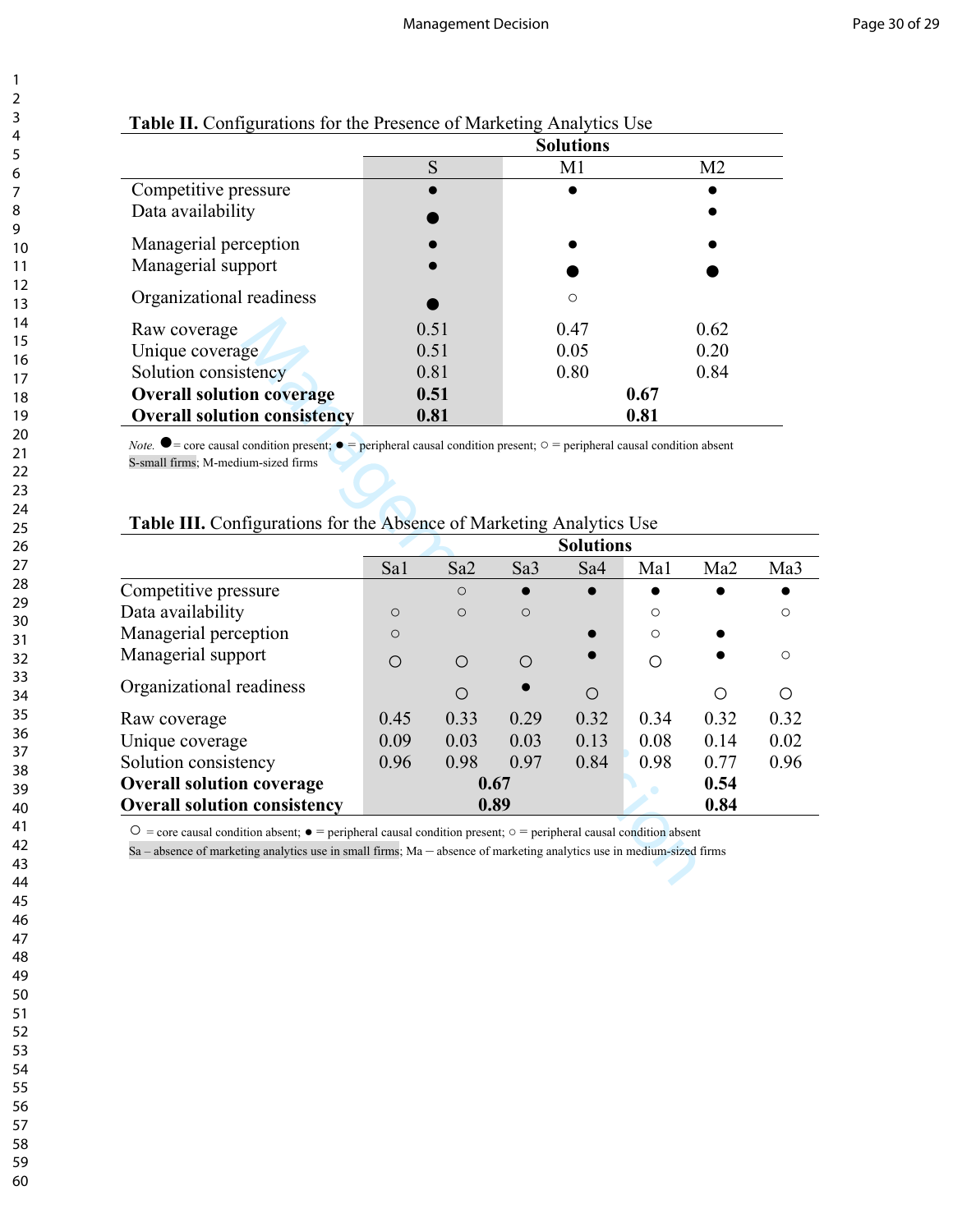**Table II.** Configurations for the Presence of Marketing Analytics Use

| | Solutions | | |
|---|---|---|---|
| | S | M1 | M2 |
| Competitive pressure | ● | ● | ● |
| Data availability | ⬤ | | ● |
| Managerial perception | ● | ● | ● |
| Managerial support | ● | ⬤ | ⬤ |
| Organizational readiness | ⬤ | ○ | |
| Raw coverage | 0.51 | 0.47 | 0.62 |
| Unique coverage | 0.51 | 0.05 | 0.20 |
| Solution consistency | 0.81 | 0.80 | 0.84 |
| **Overall solution coverage** | **0.51** | **0.67** | |
| **Overall solution consistency** | **0.81** | **0.81** | |

*Note.* ⬤ = core causal condition present; ● = peripheral causal condition present; ○ = peripheral causal condition absent
S-small firms; M-medium-sized firms

**Table III.** Configurations for the Absence of Marketing Analytics Use

| | Solutions | | | | | | |
|---|---|---|---|---|---|---|---|
| | Sa1 | Sa2 | Sa3 | Sa4 | Ma1 | Ma2 | Ma3 |
| Competitive pressure | | ○ | ● | ● | ● | ● | ● |
| Data availability | ○ | ○ | ○ | | ○ | | ○ |
| Managerial perception | ○ | | | ● | ○ | ● | |
| Managerial support | ◯ | ◯ | ◯ | ● | ◯ | ● | ○ |
| Organizational readiness | | ◯ | ● | ◯ | | ◯ | ◯ |
| Raw coverage | 0.45 | 0.33 | 0.29 | 0.32 | 0.34 | 0.32 | 0.32 |
| Unique coverage | 0.09 | 0.03 | 0.03 | 0.13 | 0.08 | 0.14 | 0.02 |
| Solution consistency | 0.96 | 0.98 | 0.97 | 0.84 | 0.98 | 0.77 | 0.96 |
| **Overall solution coverage** | **0.67** | | | | **0.54** | | |
| **Overall solution consistency** | **0.89** | | | | **0.84** | | |

◯ = core causal condition absent; ● = peripheral causal condition present; ○ = peripheral causal condition absent
Sa – absence of marketing analytics use in small firms; Ma – absence of marketing analytics use in medium-sized firms